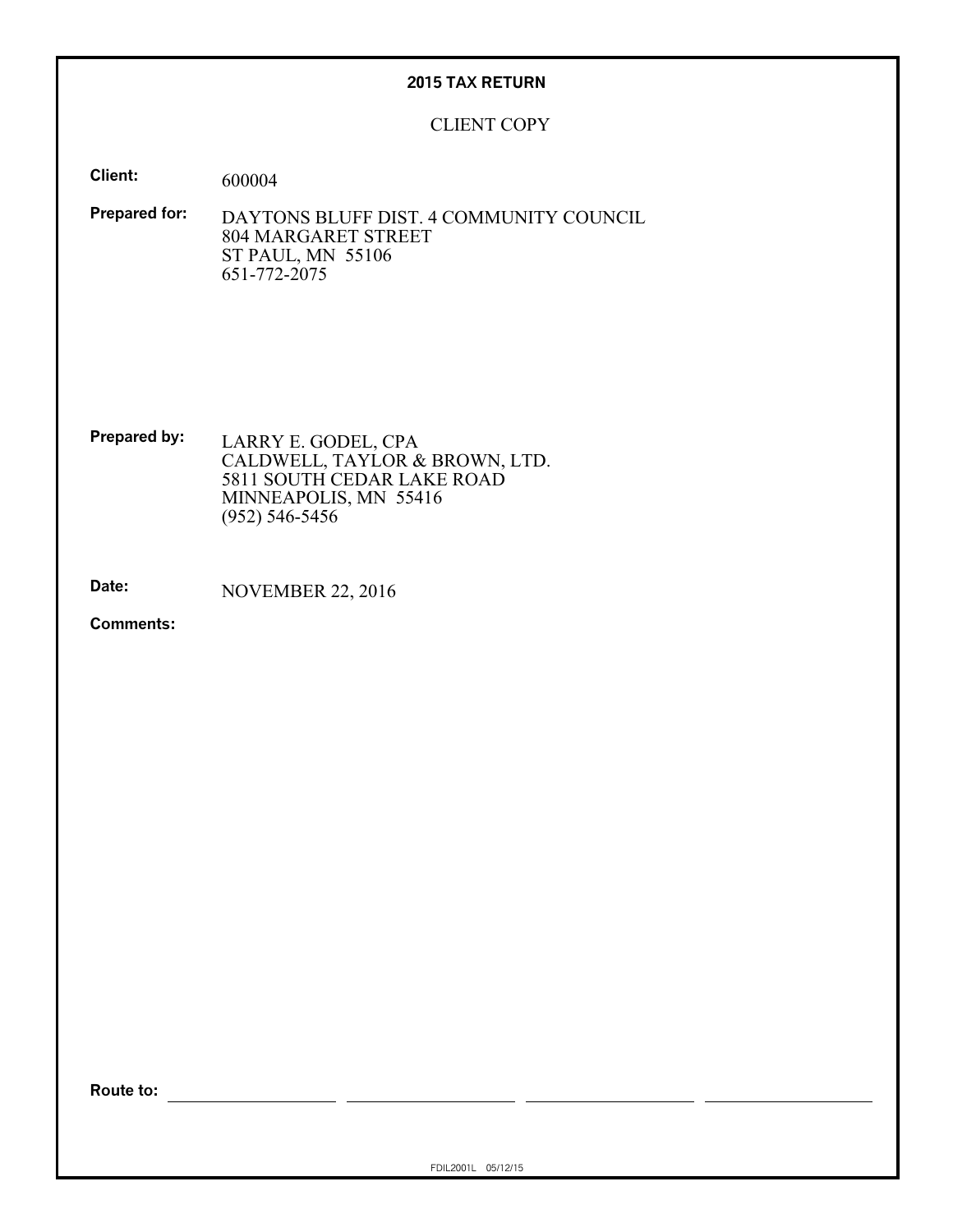# 2015 TAX RETURN

CLIENT COPY

**Client:** 600004

**Prepared for:** DAYTONS BLUFF DIST. 4 COMMUNITY COUNCIL
804 MARGARET STREET
ST PAUL, MN 55106
651-772-2075

**Prepared by:** LARRY E. GODEL, CPA
CALDWELL, TAYLOR & BROWN, LTD.
5811 SOUTH CEDAR LAKE ROAD
MINNEAPOLIS, MN 55416
(952) 546-5456

**Date:** NOVEMBER 22, 2016

**Comments:**

**Route to:** ____________ ____________ ____________ ____________

FDIL2001L 05/12/15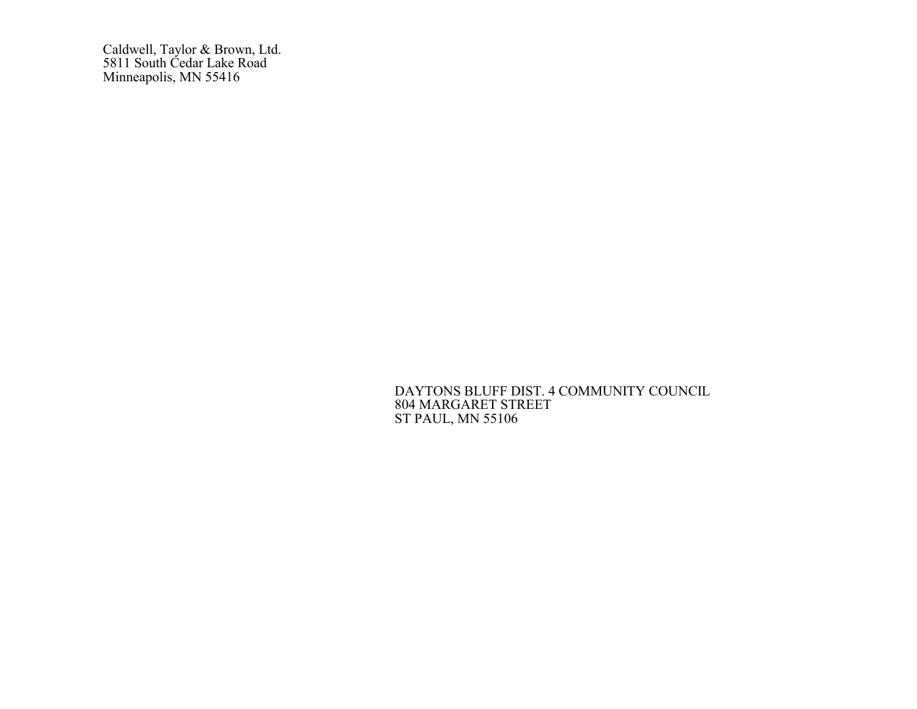Caldwell, Taylor & Brown, Ltd.
5811 South Cedar Lake Road
Minneapolis, MN 55416

DAYTONS BLUFF DIST. 4 COMMUNITY COUNCIL
804 MARGARET STREET
ST PAUL, MN 55106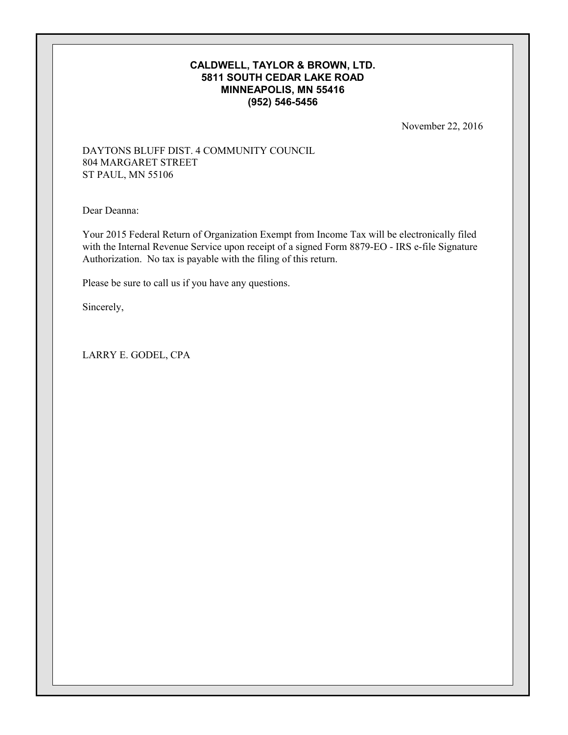**CALDWELL, TAYLOR & BROWN, LTD.**
**5811 SOUTH CEDAR LAKE ROAD**
**MINNEAPOLIS, MN 55416**
**(952) 546-5456**

November 22, 2016

DAYTONS BLUFF DIST. 4 COMMUNITY COUNCIL
804 MARGARET STREET
ST PAUL, MN 55106

Dear Deanna:

Your 2015 Federal Return of Organization Exempt from Income Tax will be electronically filed with the Internal Revenue Service upon receipt of a signed Form 8879-EO - IRS e-file Signature Authorization. No tax is payable with the filing of this return.

Please be sure to call us if you have any questions.

Sincerely,

LARRY E. GODEL, CPA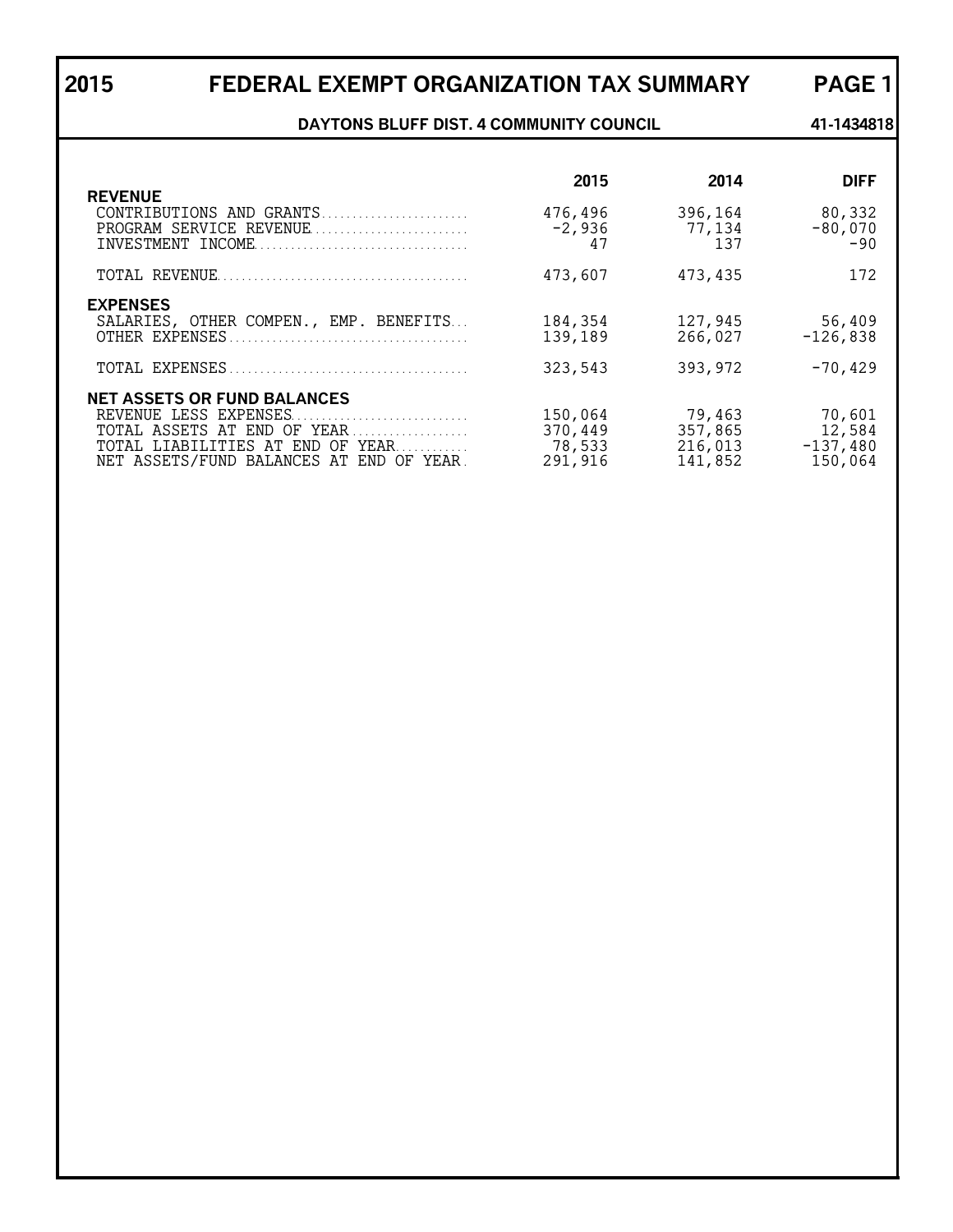# 2015 FEDERAL EXEMPT ORGANIZATION TAX SUMMARY PAGE 1

**DAYTONS BLUFF DIST. 4 COMMUNITY COUNCIL** **41-1434818**

| | 2015 | 2014 | DIFF |
|---|---|---|---|
| **REVENUE** | | | |
| CONTRIBUTIONS AND GRANTS | 476,496 | 396,164 | 80,332 |
| PROGRAM SERVICE REVENUE | -2,936 | 77,134 | -80,070 |
| INVESTMENT INCOME | 47 | 137 | -90 |
| TOTAL REVENUE | 473,607 | 473,435 | 172 |
| **EXPENSES** | | | |
| SALARIES, OTHER COMPEN., EMP. BENEFITS | 184,354 | 127,945 | 56,409 |
| OTHER EXPENSES | 139,189 | 266,027 | -126,838 |
| TOTAL EXPENSES | 323,543 | 393,972 | -70,429 |
| **NET ASSETS OR FUND BALANCES** | | | |
| REVENUE LESS EXPENSES | 150,064 | 79,463 | 70,601 |
| TOTAL ASSETS AT END OF YEAR | 370,449 | 357,865 | 12,584 |
| TOTAL LIABILITIES AT END OF YEAR | 78,533 | 216,013 | -137,480 |
| NET ASSETS/FUND BALANCES AT END OF YEAR | 291,916 | 141,852 | 150,064 |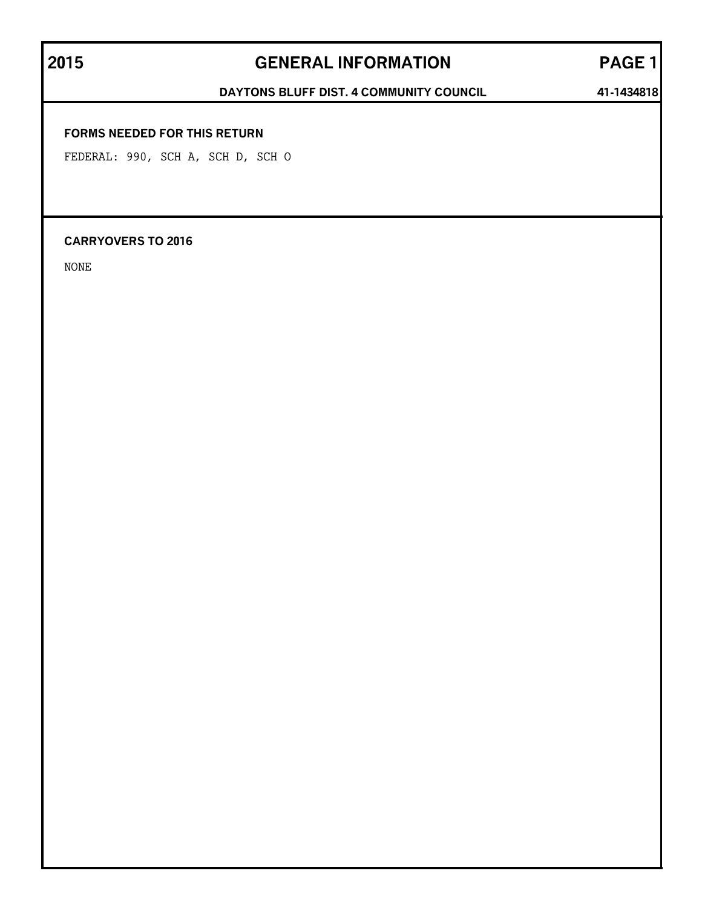# 2015 GENERAL INFORMATION PAGE 1

**DAYTONS BLUFF DIST. 4 COMMUNITY COUNCIL** **41-1434818**

**FORMS NEEDED FOR THIS RETURN**

FEDERAL: 990, SCH A, SCH D, SCH O

**CARRYOVERS TO 2016**

NONE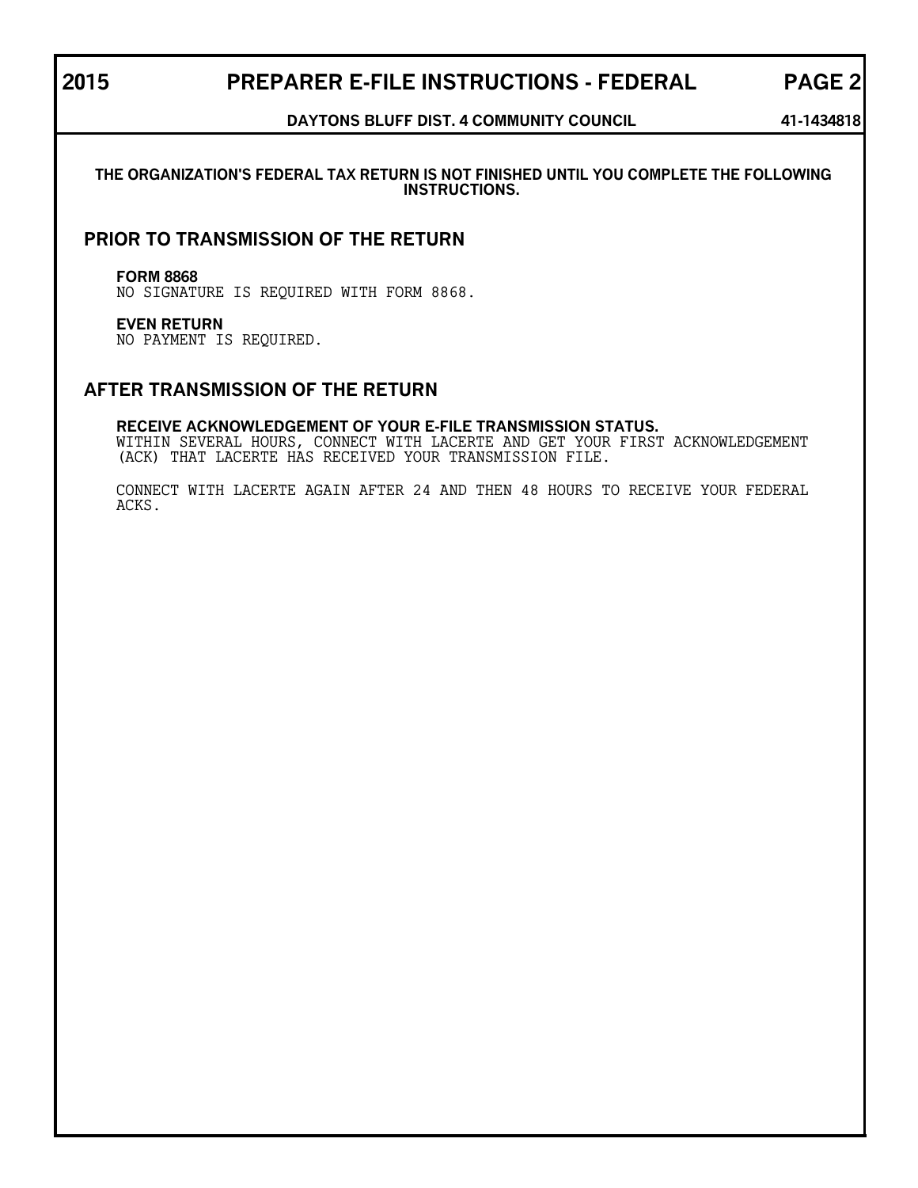# 2015 PREPARER E-FILE INSTRUCTIONS - FEDERAL PAGE 2

**DAYTONS BLUFF DIST. 4 COMMUNITY COUNCIL** **41-1434818**

**THE ORGANIZATION'S FEDERAL TAX RETURN IS NOT FINISHED UNTIL YOU COMPLETE THE FOLLOWING INSTRUCTIONS.**

## PRIOR TO TRANSMISSION OF THE RETURN

**FORM 8868**
NO SIGNATURE IS REQUIRED WITH FORM 8868.

**EVEN RETURN**
NO PAYMENT IS REQUIRED.

## AFTER TRANSMISSION OF THE RETURN

**RECEIVE ACKNOWLEDGEMENT OF YOUR E-FILE TRANSMISSION STATUS.**
WITHIN SEVERAL HOURS, CONNECT WITH LACERTE AND GET YOUR FIRST ACKNOWLEDGEMENT (ACK) THAT LACERTE HAS RECEIVED YOUR TRANSMISSION FILE.

CONNECT WITH LACERTE AGAIN AFTER 24 AND THEN 48 HOURS TO RECEIVE YOUR FEDERAL ACKS.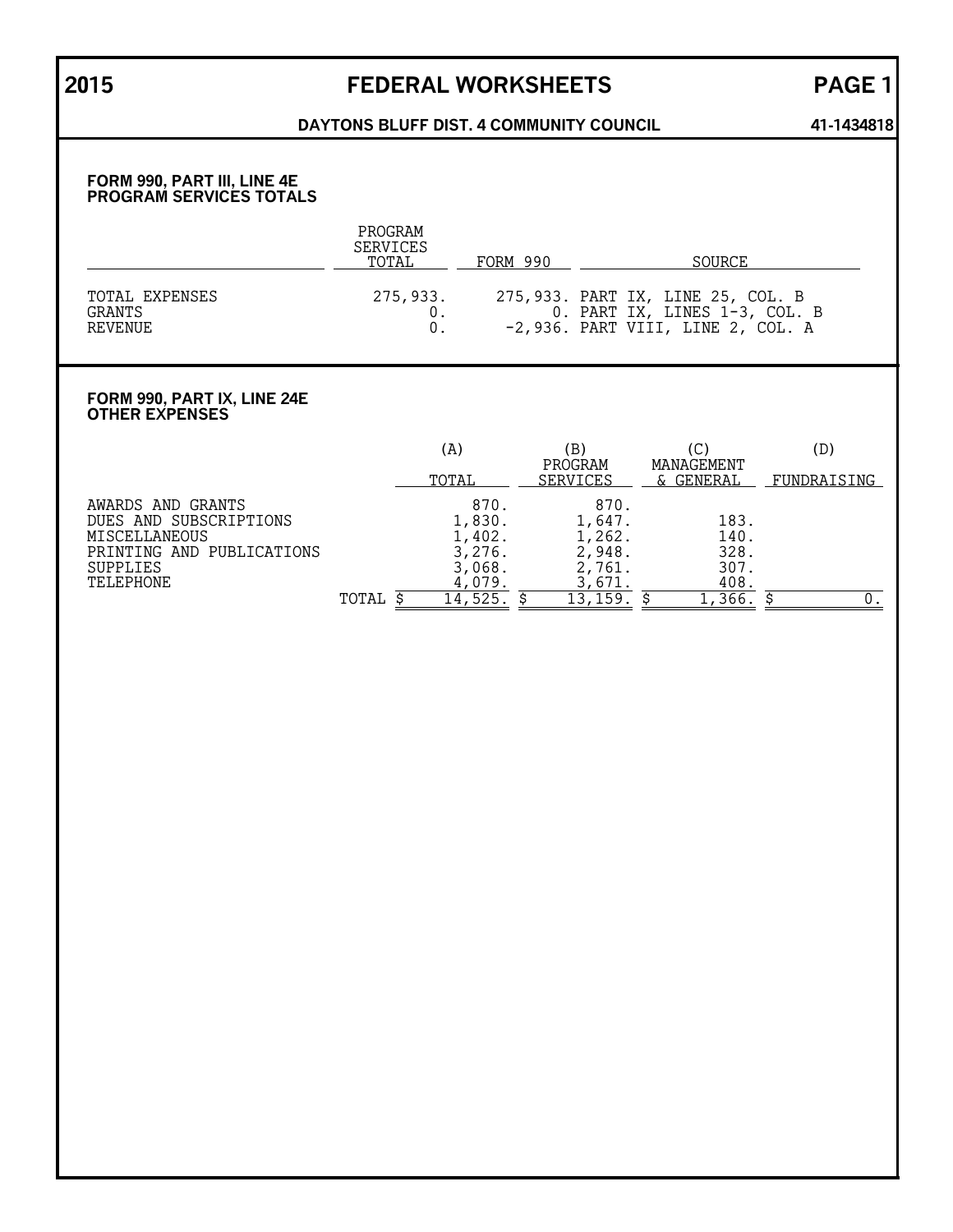# 2015 FEDERAL WORKSHEETS PAGE 1

**DAYTONS BLUFF DIST. 4 COMMUNITY COUNCIL** **41-1434818**

## FORM 990, PART III, LINE 4E
## PROGRAM SERVICES TOTALS

| | PROGRAM SERVICES TOTAL | FORM 990 | SOURCE |
|---|---|---|---|
| TOTAL EXPENSES | 275,933. | 275,933. | PART IX, LINE 25, COL. B |
| GRANTS | 0. | 0. | PART IX, LINES 1-3, COL. B |
| REVENUE | 0. | -2,936. | PART VIII, LINE 2, COL. A |

## FORM 990, PART IX, LINE 24E
## OTHER EXPENSES

| | (A) TOTAL | (B) PROGRAM SERVICES | (C) MANAGEMENT & GENERAL | (D) FUNDRAISING |
|---|---|---|---|---|
| AWARDS AND GRANTS | 870. | 870. | | |
| DUES AND SUBSCRIPTIONS | 1,830. | 1,647. | 183. | |
| MISCELLANEOUS | 1,402. | 1,262. | 140. | |
| PRINTING AND PUBLICATIONS | 3,276. | 2,948. | 328. | |
| SUPPLIES | 3,068. | 2,761. | 307. | |
| TELEPHONE | 4,079. | 3,671. | 408. | |
| TOTAL | $ 14,525. | $ 13,159. | $ 1,366. | $ 0. |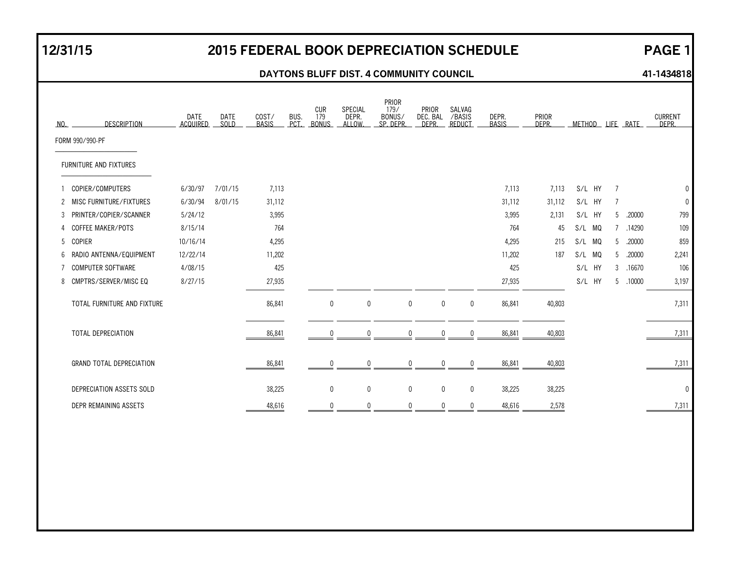# 12/31/15 — 2015 FEDERAL BOOK DEPRECIATION SCHEDULE — PAGE 1

**DAYTONS BLUFF DIST. 4 COMMUNITY COUNCIL** — **41-1434818**

FORM 990/990-PF

FURNITURE AND FIXTURES

| NO. | DESCRIPTION | DATE ACQUIRED | DATE SOLD | COST/ BASIS | BUS. PCT. | CUR 179 BONUS | SPECIAL DEPR. ALLOW. | PRIOR 179/ BONUS/ SP. DEPR. | PRIOR DEC. BAL DEPR. | SALVAG /BASIS REDUCT | DEPR. BASIS | PRIOR DEPR. | METHOD | LIFE | RATE | CURRENT DEPR. |
|---|---|---|---|---|---|---|---|---|---|---|---|---|---|---|---|---|
| 1 | COPIER/COMPUTERS | 6/30/97 | 7/01/15 | 7,113 | | | | | | | 7,113 | 7,113 | S/L HY | 7 | | 0 |
| 2 | MISC FURNITURE/FIXTURES | 6/30/94 | 8/01/15 | 31,112 | | | | | | | 31,112 | 31,112 | S/L HY | 7 | | 0 |
| 3 | PRINTER/COPIER/SCANNER | 5/24/12 | | 3,995 | | | | | | | 3,995 | 2,131 | S/L HY | 5 | .20000 | 799 |
| 4 | COFFEE MAKER/POTS | 8/15/14 | | 764 | | | | | | | 764 | 45 | S/L MQ | 7 | .14290 | 109 |
| 5 | COPIER | 10/16/14 | | 4,295 | | | | | | | 4,295 | 215 | S/L MQ | 5 | .20000 | 859 |
| 6 | RADIO ANTENNA/EQUIPMENT | 12/22/14 | | 11,202 | | | | | | | 11,202 | 187 | S/L MQ | 5 | .20000 | 2,241 |
| 7 | COMPUTER SOFTWARE | 4/08/15 | | 425 | | | | | | | 425 | | S/L HY | 3 | .16670 | 106 |
| 8 | CMPTRS/SERVER/MISC EQ | 8/27/15 | | 27,935 | | | | | | | 27,935 | | S/L HY | 5 | .10000 | 3,197 |
| | TOTAL FURNITURE AND FIXTURE | | | 86,841 | | 0 | 0 | 0 | 0 | 0 | 86,841 | 40,803 | | | | 7,311 |
| | TOTAL DEPRECIATION | | | 86,841 | | 0 | 0 | 0 | 0 | 0 | 86,841 | 40,803 | | | | 7,311 |
| | GRAND TOTAL DEPRECIATION | | | 86,841 | | 0 | 0 | 0 | 0 | 0 | 86,841 | 40,803 | | | | 7,311 |
| | DEPRECIATION ASSETS SOLD | | | 38,225 | | 0 | 0 | 0 | 0 | 0 | 38,225 | 38,225 | | | | 0 |
| | DEPR REMAINING ASSETS | | | 48,616 | | 0 | 0 | 0 | 0 | 0 | 48,616 | 2,578 | | | | 7,311 |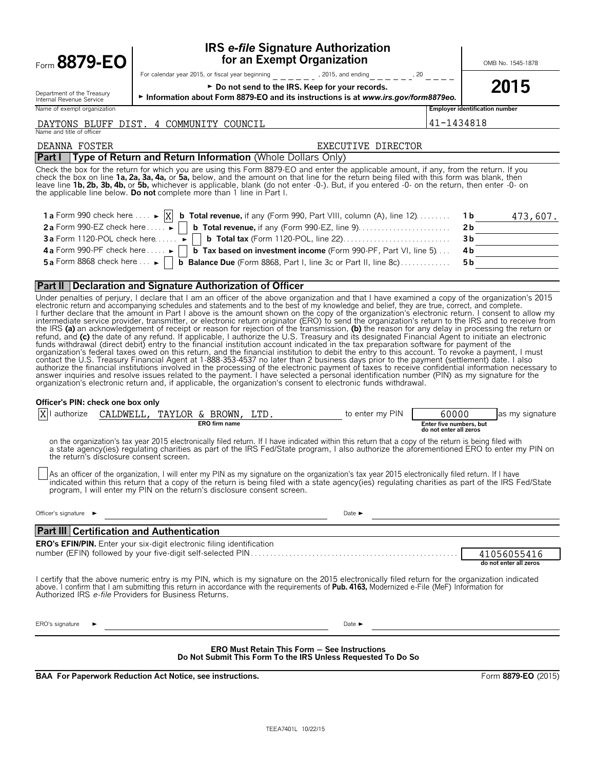# Form 8879-EO

## IRS *e-file* Signature Authorization for an Exempt Organization

OMB No. 1545-1878

**2015**

For calendar year 2015, or fiscal year beginning ______, 2015, and ending ______, 20 ____

► **Do not send to the IRS. Keep for your records.**

► **Information about Form 8879-EO and its instructions is at *www.irs.gov/form8879eo.***

Department of the Treasury
Internal Revenue Service

| Name of exempt organization | Employer identification number |
|---|---|
| DAYTONS BLUFF DIST. 4 COMMUNITY COUNCIL | 41-1434818 |

Name and title of officer

DEANNA FOSTER EXECUTIVE DIRECTOR

### Part I Type of Return and Return Information (Whole Dollars Only)

Check the box for the return for which you are using this Form 8879-EO and enter the applicable amount, if any, from the return. If you check the box on line **1a, 2a, 3a, 4a,** or **5a,** below, and the amount on that line for the return being filed with this form was blank, then leave line **1b, 2b, 3b, 4b,** or **5b,** whichever is applicable, blank (do not enter -0-). But, if you entered -0- on the return, then enter -0- on the applicable line below. **Do not** complete more than 1 line in Part I.

| | | | |
|---|---|---|---|
| **1a** Form 990 check here ► [X] | **b Total revenue,** if any (Form 990, Part VIII, column (A), line 12) | **1b** | 473,607. |
| **2a** Form 990-EZ check here ► [ ] | **b Total revenue,** if any (Form 990-EZ, line 9) | **2b** | |
| **3a** Form 1120-POL check here ► [ ] | **b Total tax** (Form 1120-POL, line 22) | **3b** | |
| **4a** Form 990-PF check here ► [ ] | **b Tax based on investment income** (Form 990-PF, Part VI, line 5) | **4b** | |
| **5a** Form 8868 check here ► [ ] | **b Balance Due** (Form 8868, Part I, line 3c or Part II, line 8c) | **5b** | |

### Part II Declaration and Signature Authorization of Officer

Under penalties of perjury, I declare that I am an officer of the above organization and that I have examined a copy of the organization's 2015 electronic return and accompanying schedules and statements and to the best of my knowledge and belief, they are true, correct, and complete. I further declare that the amount in Part I above is the amount shown on the copy of the organization's electronic return. I consent to allow my intermediate service provider, transmitter, or electronic return originator (ERO) to send the organization's return to the IRS and to receive from the IRS **(a)** an acknowledgement of receipt or reason for rejection of the transmission, **(b)** the reason for any delay in processing the return or refund, and **(c)** the date of any refund. If applicable, I authorize the U.S. Treasury and its designated Financial Agent to initiate an electronic funds withdrawal (direct debit) entry to the financial institution account indicated in the tax preparation software for payment of the organization's federal taxes owed on this return, and the financial institution to debit the entry to this account. To revoke a payment, I must contact the U.S. Treasury Financial Agent at 1-888-353-4537 no later than 2 business days prior to the payment (settlement) date. I also authorize the financial institutions involved in the processing of the electronic payment of taxes to receive confidential information necessary to answer inquiries and resolve issues related to the payment. I have selected a personal identification number (PIN) as my signature for the organization's electronic return and, if applicable, the organization's consent to electronic funds withdrawal.

**Officer's PIN: check one box only**

[X] I authorize CALDWELL, TAYLOR & BROWN, LTD. (ERO firm name) to enter my PIN 60000 (Enter five numbers, but do not enter all zeros) as my signature on the organization's tax year 2015 electronically filed return. If I have indicated within this return that a copy of the return is being filed with a state agency(ies) regulating charities as part of the IRS Fed/State program, I also authorize the aforementioned ERO to enter my PIN on the return's disclosure consent screen.

[ ] As an officer of the organization, I will enter my PIN as my signature on the organization's tax year 2015 electronically filed return. If I have indicated within this return that a copy of the return is being filed with a state agency(ies) regulating charities as part of the IRS Fed/State program, I will enter my PIN on the return's disclosure consent screen.

Officer's signature ► ______________________ Date ► ______________________

### Part III Certification and Authentication

**ERO's EFIN/PIN.** Enter your six-digit electronic filing identification number (EFIN) followed by your five-digit self-selected PIN: 41056055416 (do not enter all zeros)

I certify that the above numeric entry is my PIN, which is my signature on the 2015 electronically filed return for the organization indicated above. I confirm that I am submitting this return in accordance with the requirements of **Pub. 4163,** Modernized e-File (MeF) Information for Authorized IRS *e-file* Providers for Business Returns.

ERO's signature ► ______________________ Date ► ______________________

**ERO Must Retain This Form — See Instructions**
**Do Not Submit This Form To the IRS Unless Requested To Do So**

**BAA For Paperwork Reduction Act Notice, see instructions.** Form **8879-EO** (2015)

TEEA7401L 10/22/15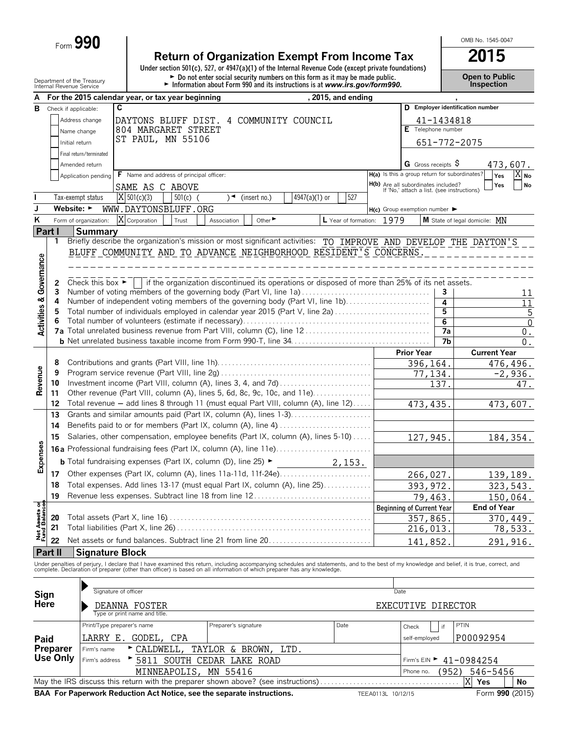Form **990**

# Return of Organization Exempt From Income Tax

**2015**

Under section 501(c), 527, or 4947(a)(1) of the Internal Revenue Code (except private foundations)

► Do not enter social security numbers on this form as it may be made public.

► Information about Form 990 and its instructions is at *www.irs.gov/form990.*

OMB No. 1545-0047

**Open to Public Inspection**

Department of the Treasury
Internal Revenue Service

**A** For the 2015 calendar year, or tax year beginning , 2015, and ending ,

**B** Check if applicable:
- Address change
- Name change
- Initial return
- Final return/terminated
- Amended return
- Application pending

**C** DAYTONS BLUFF DIST. 4 COMMUNITY COUNCIL
804 MARGARET STREET
ST PAUL, MN 55106

**D** Employer identification number: 41-1434818

**E** Telephone number: 651-772-2075

**G** Gross receipts $ 473,607.

**F** Name and address of principal officer: SAME AS C ABOVE

**H(a)** Is this a group return for subordinates? Yes [ ] No [X]

**H(b)** Are all subordinates included? Yes [ ] No [ ]
If 'No,' attach a list. (see instructions)

**I** Tax-exempt status: [X] 501(c)(3) [ ] 501(c) ( ) ◄ (insert no.) [ ] 4947(a)(1) or [ ] 527

**J** Website: ► WWW.DAYTONSBLUFF.ORG

**H(c)** Group exemption number ►

**K** Form of organization: [X] Corporation [ ] Trust [ ] Association [ ] Other ►

**L** Year of formation: 1979

**M** State of legal domicile: MN

## Part I Summary

### Activities & Governance

1 Briefly describe the organization's mission or most significant activities: TO IMPROVE AND DEVELOP THE DAYTON'S BLUFF COMMUNITY AND TO ADVANCE NEIGHBORHOOD RESIDENT'S CONCERNS.

2 Check this box ► [ ] if the organization discontinued its operations or disposed of more than 25% of its net assets.

| Line | Description | No. | Value |
|---|---|---|---|
| 3 | Number of voting members of the governing body (Part VI, line 1a) | 3 | 11 |
| 4 | Number of independent voting members of the governing body (Part VI, line 1b) | 4 | 11 |
| 5 | Total number of individuals employed in calendar year 2015 (Part V, line 2a) | 5 | 5 |
| 6 | Total number of volunteers (estimate if necessary) | 6 | 0 |
| 7a | Total unrelated business revenue from Part VIII, column (C), line 12 | 7a | 0. |
| b | Net unrelated business taxable income from Form 990-T, line 34 | 7b | 0. |

### Revenue

| Line | Description | Prior Year | Current Year |
|---|---|---|---|
| 8 | Contributions and grants (Part VIII, line 1h) | 396,164. | 476,496. |
| 9 | Program service revenue (Part VIII, line 2g) | 77,134. | -2,936. |
| 10 | Investment income (Part VIII, column (A), lines 3, 4, and 7d) | 137. | 47. |
| 11 | Other revenue (Part VIII, column (A), lines 5, 6d, 8c, 9c, 10c, and 11e) | | |
| 12 | Total revenue – add lines 8 through 11 (must equal Part VIII, column (A), line 12) | 473,435. | 473,607. |

### Expenses

| Line | Description | Prior Year | Current Year |
|---|---|---|---|
| 13 | Grants and similar amounts paid (Part IX, column (A), lines 1-3) | | |
| 14 | Benefits paid to or for members (Part IX, column (A), line 4) | | |
| 15 | Salaries, other compensation, employee benefits (Part IX, column (A), lines 5-10) | 127,945. | 184,354. |
| 16a | Professional fundraising fees (Part IX, column (A), line 11e) | | |
| b | Total fundraising expenses (Part IX, column (D), line 25) ► 2,153. | | |
| 17 | Other expenses (Part IX, column (A), lines 11a-11d, 11f-24e) | 266,027. | 139,189. |
| 18 | Total expenses. Add lines 13-17 (must equal Part IX, column (A), line 25) | 393,972. | 323,543. |
| 19 | Revenue less expenses. Subtract line 18 from line 12 | 79,463. | 150,064. |

### Net Assets or Fund Balances

| Line | Description | Beginning of Current Year | End of Year |
|---|---|---|---|
| 20 | Total assets (Part X, line 16) | 357,865. | 370,449. |
| 21 | Total liabilities (Part X, line 26) | 216,013. | 78,533. |
| 22 | Net assets or fund balances. Subtract line 21 from line 20 | 141,852. | 291,916. |

## Part II Signature Block

Under penalties of perjury, I declare that I have examined this return, including accompanying schedules and statements, and to the best of my knowledge and belief, it is true, correct, and complete. Declaration of preparer (other than officer) is based on all information of which preparer has any knowledge.

**Sign Here**

Signature of officer ______________________ Date ______

DEANNA FOSTER EXECUTIVE DIRECTOR
Type or print name and title.

**Paid Preparer Use Only**

| Print/Type preparer's name | Preparer's signature | Date | Check [ ] if self-employed | PTIN |
|---|---|---|---|---|
| LARRY E. GODEL, CPA | | | | P00092954 |

Firm's name ► CALDWELL, TAYLOR & BROWN, LTD.

Firm's EIN ► 41-0984254

Firm's address ► 5811 SOUTH CEDAR LAKE ROAD
MINNEAPOLIS, MN 55416

Phone no. (952) 546-5456

May the IRS discuss this return with the preparer shown above? (see instructions) [X] Yes [ ] No

**BAA For Paperwork Reduction Act Notice, see the separate instructions.** TEEA0113L 10/12/15 Form **990** (2015)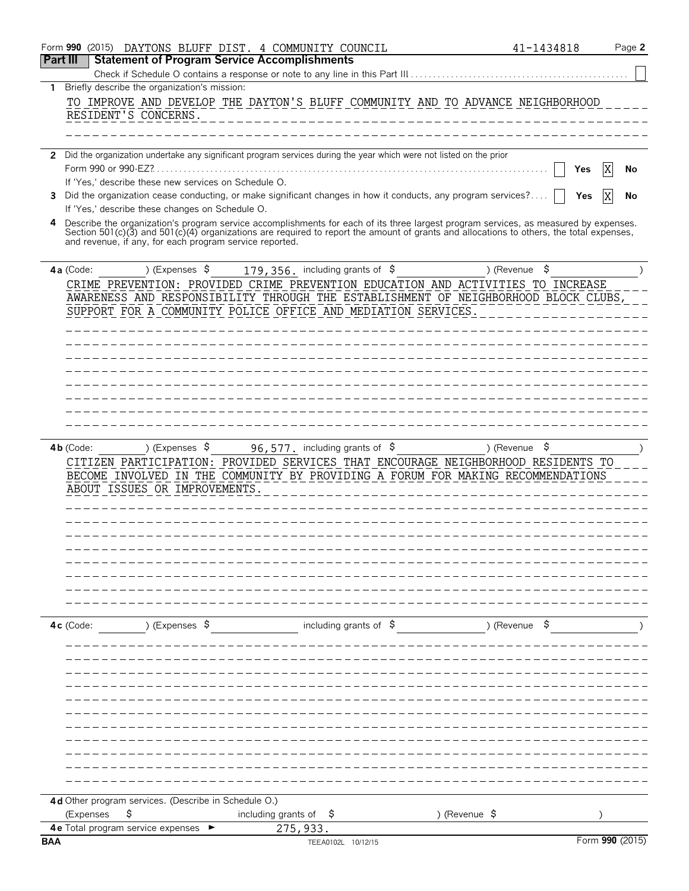Form **990** (2015) DAYTONS BLUFF DIST. 4 COMMUNITY COUNCIL 41-1434818 Page **2**

## Part III Statement of Program Service Accomplishments

Check if Schedule O contains a response or note to any line in this Part III ☐

**1** Briefly describe the organization's mission:

TO IMPROVE AND DEVELOP THE DAYTON'S BLUFF COMMUNITY AND TO ADVANCE NEIGHBORHOOD RESIDENT'S CONCERNS.

**2** Did the organization undertake any significant program services during the year which were not listed on the prior Form 990 or 990-EZ? ☐ Yes ☒ No

If 'Yes,' describe these new services on Schedule O.

**3** Did the organization cease conducting, or make significant changes in how it conducts, any program services? ☐ Yes ☒ No

If 'Yes,' describe these changes on Schedule O.

**4** Describe the organization's program service accomplishments for each of its three largest program services, as measured by expenses. Section 501(c)(3) and 501(c)(4) organizations are required to report the amount of grants and allocations to others, the total expenses, and revenue, if any, for each program service reported.

**4a** (Code: ) (Expenses $ 179,356. including grants of $ ) (Revenue $ )

CRIME PREVENTION: PROVIDED CRIME PREVENTION EDUCATION AND ACTIVITIES TO INCREASE AWARENESS AND RESPONSIBILITY THROUGH THE ESTABLISHMENT OF NEIGHBORHOOD BLOCK CLUBS, SUPPORT FOR A COMMUNITY POLICE OFFICE AND MEDIATION SERVICES.

**4b** (Code: ) (Expenses $ 96,577. including grants of $ ) (Revenue $ )

CITIZEN PARTICIPATION: PROVIDED SERVICES THAT ENCOURAGE NEIGHBORHOOD RESIDENTS TO BECOME INVOLVED IN THE COMMUNITY BY PROVIDING A FORUM FOR MAKING RECOMMENDATIONS ABOUT ISSUES OR IMPROVEMENTS.

**4c** (Code: ) (Expenses $ including grants of $ ) (Revenue $ )

**4d** Other program services. (Describe in Schedule O.)

(Expenses $ including grants of $ ) (Revenue $ )

**4e** Total program service expenses ► 275,933.

BAA TEEA0102L 10/12/15 Form **990** (2015)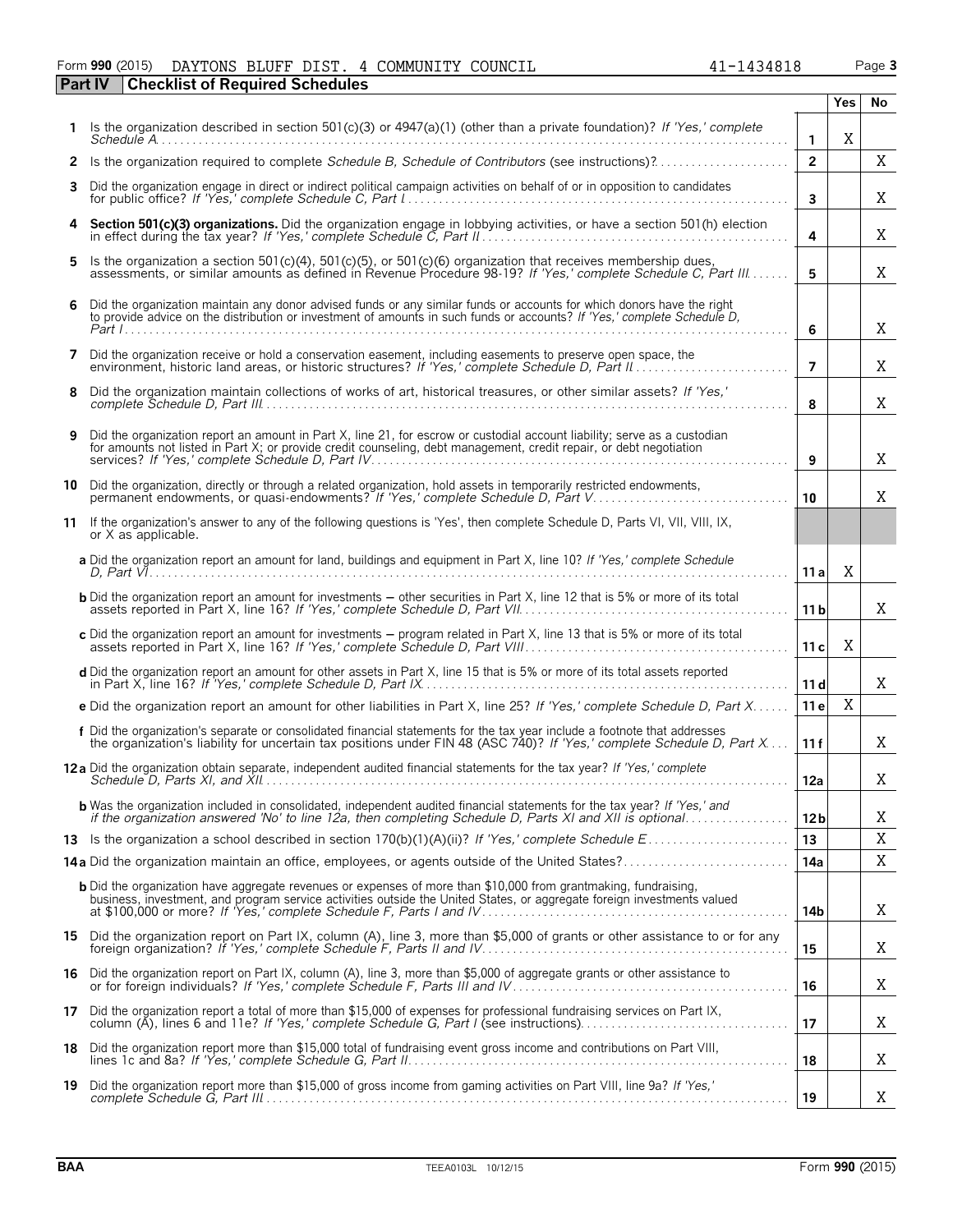Form **990** (2015) DAYTONS BLUFF DIST. 4 COMMUNITY COUNCIL 41-1434818 Page **3**

**Part IV Checklist of Required Schedules**

| | | | Yes | No |
|---|---|---|---|---|
| **1** | Is the organization described in section 501(c)(3) or 4947(a)(1) (other than a private foundation)? *If 'Yes,' complete Schedule A* | **1** | X | |
| **2** | Is the organization required to complete *Schedule B, Schedule of Contributors* (see instructions)? | **2** | | X |
| **3** | Did the organization engage in direct or indirect political campaign activities on behalf of or in opposition to candidates for public office? *If 'Yes,' complete Schedule C, Part I* | **3** | | X |
| **4** | **Section 501(c)(3) organizations.** Did the organization engage in lobbying activities, or have a section 501(h) election in effect during the tax year? *If 'Yes,' complete Schedule C, Part II* | **4** | | X |
| **5** | Is the organization a section 501(c)(4), 501(c)(5), or 501(c)(6) organization that receives membership dues, assessments, or similar amounts as defined in Revenue Procedure 98-19? *If 'Yes,' complete Schedule C, Part III* | **5** | | X |
| **6** | Did the organization maintain any donor advised funds or any similar funds or accounts for which donors have the right to provide advice on the distribution or investment of amounts in such funds or accounts? *If 'Yes,' complete Schedule D, Part I* | **6** | | X |
| **7** | Did the organization receive or hold a conservation easement, including easements to preserve open space, the environment, historic land areas, or historic structures? *If 'Yes,' complete Schedule D, Part II* | **7** | | X |
| **8** | Did the organization maintain collections of works of art, historical treasures, or other similar assets? *If 'Yes,' complete Schedule D, Part III* | **8** | | X |
| **9** | Did the organization report an amount in Part X, line 21, for escrow or custodial account liability; serve as a custodian for amounts not listed in Part X; or provide credit counseling, debt management, credit repair, or debt negotiation services? *If 'Yes,' complete Schedule D, Part IV* | **9** | | X |
| **10** | Did the organization, directly or through a related organization, hold assets in temporarily restricted endowments, permanent endowments, or quasi-endowments? *If 'Yes,' complete Schedule D, Part V* | **10** | | X |
| **11** | If the organization's answer to any of the following questions is 'Yes', then complete Schedule D, Parts VI, VII, VIII, IX, or X as applicable. | | | |
| | **a** Did the organization report an amount for land, buildings and equipment in Part X, line 10? *If 'Yes,' complete Schedule D, Part VI* | **11 a** | X | |
| | **b** Did the organization report an amount for investments – other securities in Part X, line 12 that is 5% or more of its total assets reported in Part X, line 16? *If 'Yes,' complete Schedule D, Part VII* | **11 b** | | X |
| | **c** Did the organization report an amount for investments – program related in Part X, line 13 that is 5% or more of its total assets reported in Part X, line 16? *If 'Yes,' complete Schedule D, Part VIII* | **11 c** | X | |
| | **d** Did the organization report an amount for other assets in Part X, line 15 that is 5% or more of its total assets reported in Part X, line 16? *If 'Yes,' complete Schedule D, Part IX* | **11 d** | | X |
| | **e** Did the organization report an amount for other liabilities in Part X, line 25? *If 'Yes,' complete Schedule D, Part X* | **11 e** | X | |
| | **f** Did the organization's separate or consolidated financial statements for the tax year include a footnote that addresses the organization's liability for uncertain tax positions under FIN 48 (ASC 740)? *If 'Yes,' complete Schedule D, Part X* | **11 f** | | X |
| **12 a** | Did the organization obtain separate, independent audited financial statements for the tax year? *If 'Yes,' complete Schedule D, Parts XI, and XII* | **12a** | | X |
| | **b** Was the organization included in consolidated, independent audited financial statements for the tax year? *If 'Yes,' and if the organization answered 'No' to line 12a, then completing Schedule D, Parts XI and XII is optional* | **12b** | | X |
| **13** | Is the organization a school described in section 170(b)(1)(A)(ii)? *If 'Yes,' complete Schedule E* | **13** | | X |
| **14 a** | Did the organization maintain an office, employees, or agents outside of the United States? | **14a** | | X |
| | **b** Did the organization have aggregate revenues or expenses of more than $10,000 from grantmaking, fundraising, business, investment, and program service activities outside the United States, or aggregate foreign investments valued at $100,000 or more? *If 'Yes,' complete Schedule F, Parts I and IV* | **14b** | | X |
| **15** | Did the organization report on Part IX, column (A), line 3, more than $5,000 of grants or other assistance to or for any foreign organization? *If 'Yes,' complete Schedule F, Parts II and IV* | **15** | | X |
| **16** | Did the organization report on Part IX, column (A), line 3, more than $5,000 of aggregate grants or other assistance to or for foreign individuals? *If 'Yes,' complete Schedule F, Parts III and IV* | **16** | | X |
| **17** | Did the organization report a total of more than $15,000 of expenses for professional fundraising services on Part IX, column (A), lines 6 and 11e? *If 'Yes,' complete Schedule G, Part I* (see instructions) | **17** | | X |
| **18** | Did the organization report more than $15,000 total of fundraising event gross income and contributions on Part VIII, lines 1c and 8a? *If 'Yes,' complete Schedule G, Part II* | **18** | | X |
| **19** | Did the organization report more than $15,000 of gross income from gaming activities on Part VIII, line 9a? *If 'Yes,' complete Schedule G, Part III* | **19** | | X |

**BAA** TEEA0103L 10/12/15 Form **990** (2015)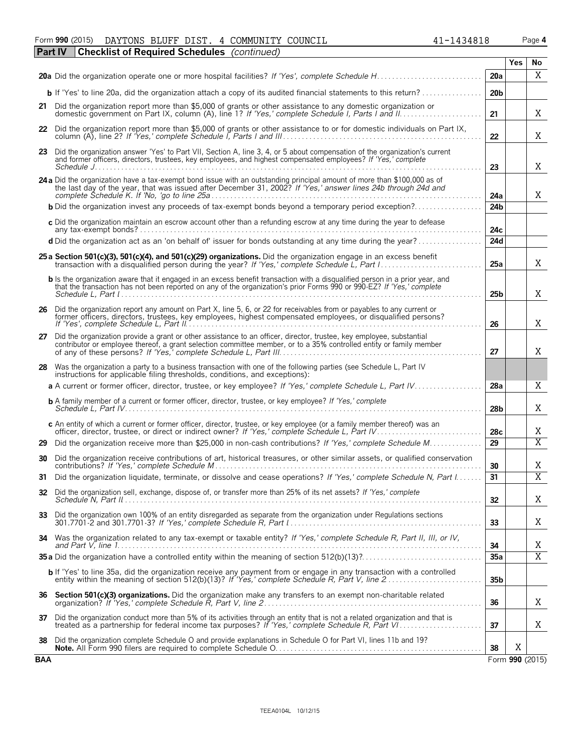Form **990** (2015) DAYTONS BLUFF DIST. 4 COMMUNITY COUNCIL 41-1434818 Page **4**

**Part IV Checklist of Required Schedules** *(continued)*

| | | | Yes | No |
|---|---|---|---|---|
| **20a** | Did the organization operate one or more hospital facilities? *If 'Yes', complete Schedule H* | 20a | | X |
| **b** | If 'Yes' to line 20a, did the organization attach a copy of its audited financial statements to this return? | 20b | | |
| **21** | Did the organization report more than $5,000 of grants or other assistance to any domestic organization or domestic government on Part IX, column (A), line 1? *If 'Yes,' complete Schedule I, Parts I and II* | 21 | | X |
| **22** | Did the organization report more than $5,000 of grants or other assistance to or for domestic individuals on Part IX, column (A), line 2? *If 'Yes,' complete Schedule I, Parts I and III* | 22 | | X |
| **23** | Did the organization answer 'Yes' to Part VII, Section A, line 3, 4, or 5 about compensation of the organization's current and former officers, directors, trustees, key employees, and highest compensated employees? *If 'Yes,' complete Schedule J* | 23 | | X |
| **24a** | Did the organization have a tax-exempt bond issue with an outstanding principal amount of more than $100,000 as of the last day of the year, that was issued after December 31, 2002? *If 'Yes,' answer lines 24b through 24d and complete Schedule K. If 'No,' go to line 25a* | 24a | | X |
| **b** | Did the organization invest any proceeds of tax-exempt bonds beyond a temporary period exception? | 24b | | |
| **c** | Did the organization maintain an escrow account other than a refunding escrow at any time during the year to defease any tax-exempt bonds? | 24c | | |
| **d** | Did the organization act as an 'on behalf of' issuer for bonds outstanding at any time during the year? | 24d | | |
| **25a** | **Section 501(c)(3), 501(c)(4), and 501(c)(29) organizations.** Did the organization engage in an excess benefit transaction with a disqualified person during the year? *If 'Yes,' complete Schedule L, Part I* | 25a | | X |
| **b** | Is the organization aware that it engaged in an excess benefit transaction with a disqualified person in a prior year, and that the transaction has not been reported on any of the organization's prior Forms 990 or 990-EZ? *If 'Yes,' complete Schedule L, Part I* | 25b | | X |
| **26** | Did the organization report any amount on Part X, line 5, 6, or 22 for receivables from or payables to any current or former officers, directors, trustees, key employees, highest compensated employees, or disqualified persons? *If 'Yes,' complete Schedule L, Part II* | 26 | | X |
| **27** | Did the organization provide a grant or other assistance to an officer, director, trustee, key employee, substantial contributor or employee thereof, a grant selection committee member, or to a 35% controlled entity or family member of any of these persons? *If 'Yes,' complete Schedule L, Part III* | 27 | | X |
| **28** | Was the organization a party to a business transaction with one of the following parties (see Schedule L, Part IV instructions for applicable filing thresholds, conditions, and exceptions): | | | |
| **a** | A current or former officer, director, trustee, or key employee? *If 'Yes,' complete Schedule L, Part IV* | 28a | | X |
| **b** | A family member of a current or former officer, director, trustee, or key employee? *If 'Yes,' complete Schedule L, Part IV* | 28b | | X |
| **c** | An entity of which a current or former officer, director, trustee, or key employee (or a family member thereof) was an officer, director, trustee, or direct or indirect owner? *If 'Yes,' complete Schedule L, Part IV* | 28c | | X |
| **29** | Did the organization receive more than $25,000 in non-cash contributions? *If 'Yes,' complete Schedule M* | 29 | | X |
| **30** | Did the organization receive contributions of art, historical treasures, or other similar assets, or qualified conservation contributions? *If 'Yes,' complete Schedule M* | 30 | | X |
| **31** | Did the organization liquidate, terminate, or dissolve and cease operations? *If 'Yes,' complete Schedule N, Part I* | 31 | | X |
| **32** | Did the organization sell, exchange, dispose of, or transfer more than 25% of its net assets? *If 'Yes,' complete Schedule N, Part II* | 32 | | X |
| **33** | Did the organization own 100% of an entity disregarded as separate from the organization under Regulations sections 301.7701-2 and 301.7701-3? *If 'Yes,' complete Schedule R, Part I* | 33 | | X |
| **34** | Was the organization related to any tax-exempt or taxable entity? *If 'Yes,' complete Schedule R, Part II, III, or IV, and Part V, line 1* | 34 | | X |
| **35a** | Did the organization have a controlled entity within the meaning of section 512(b)(13)? | 35a | | X |
| **b** | If 'Yes' to line 35a, did the organization receive any payment from or engage in any transaction with a controlled entity within the meaning of section 512(b)(13)? *If 'Yes,' complete Schedule R, Part V, line 2* | 35b | | |
| **36** | **Section 501(c)(3) organizations.** Did the organization make any transfers to an exempt non-charitable related organization? *If 'Yes,' complete Schedule R, Part V, line 2* | 36 | | X |
| **37** | Did the organization conduct more than 5% of its activities through an entity that is not a related organization and that is treated as a partnership for federal income tax purposes? *If 'Yes,' complete Schedule R, Part VI* | 37 | | X |
| **38** | Did the organization complete Schedule O and provide explanations in Schedule O for Part VI, lines 11b and 19? **Note.** All Form 990 filers are required to complete Schedule O. | 38 | X | |

**BAA** Form **990** (2015)

TEEA0104L 10/12/15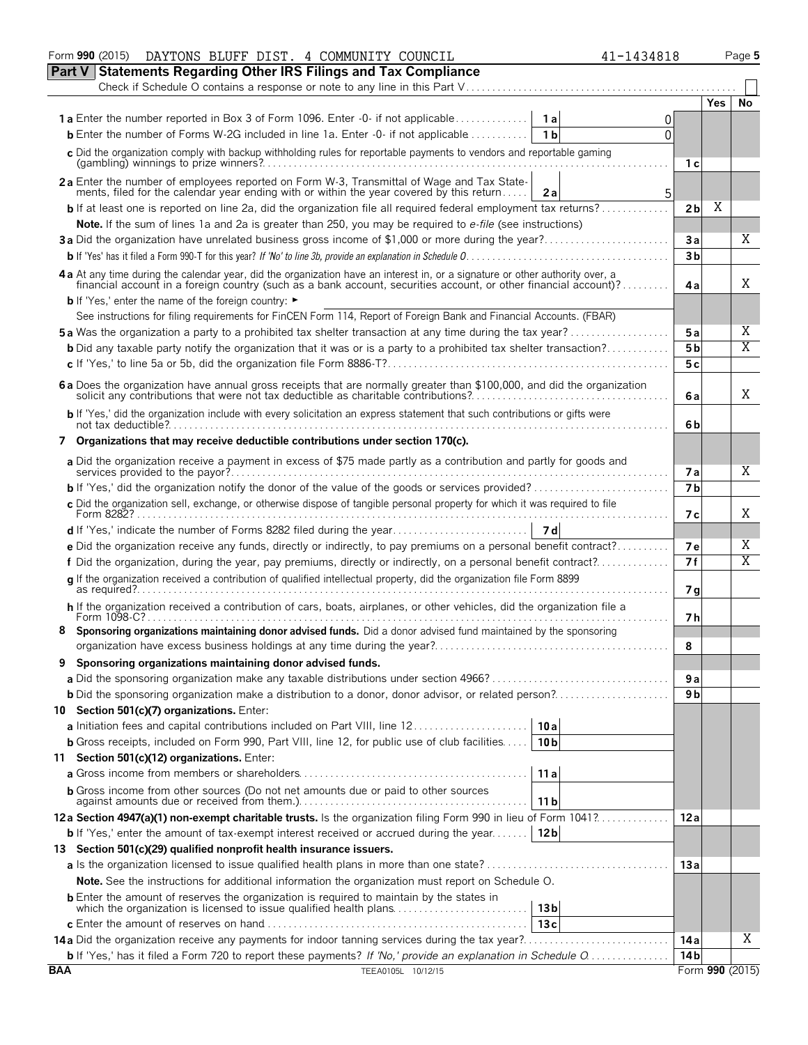Form **990** (2015) DAYTONS BLUFF DIST. 4 COMMUNITY COUNCIL 41-1434818 Page **5**

## Part V Statements Regarding Other IRS Filings and Tax Compliance

Check if Schedule O contains a response or note to any line in this Part V . . . . . . . . . . . . . . . . . . . . . . . . . . . . . . . . . . . . . . . . . . . . . . . . . . . . ☐

| | | | | Yes | No |
|---|---|---|---|---|---|
| **1a** Enter the number reported in Box 3 of Form 1096. Enter -0- if not applicable | 1a | 0 | | | |
| **b** Enter the number of Forms W-2G included in line 1a. Enter -0- if not applicable | 1b | 0 | | | |
| **c** Did the organization comply with backup withholding rules for reportable payments to vendors and reportable gaming (gambling) winnings to prize winners? | | | 1c | | |
| **2a** Enter the number of employees reported on Form W-3, Transmittal of Wage and Tax Statements, filed for the calendar year ending with or within the year covered by this return | 2a | 5 | | | |
| **b** If at least one is reported on line 2a, did the organization file all required federal employment tax returns? | | | 2b | X | |
| **Note.** If the sum of lines 1a and 2a is greater than 250, you may be required to *e-file* (see instructions) | | | | | |
| **3a** Did the organization have unrelated business gross income of $1,000 or more during the year? | | | 3a | | X |
| **b** If 'Yes' has it filed a Form 990-T for this year? *If 'No' to line 3b, provide an explanation in Schedule O* | | | 3b | | |
| **4a** At any time during the calendar year, did the organization have an interest in, or a signature or other authority over, a financial account in a foreign country (such as a bank account, securities account, or other financial account)? | | | 4a | | X |
| **b** If 'Yes,' enter the name of the foreign country: ► | | | | | |
| See instructions for filing requirements for FinCEN Form 114, Report of Foreign Bank and Financial Accounts. (FBAR) | | | | | |
| **5a** Was the organization a party to a prohibited tax shelter transaction at any time during the tax year? | | | 5a | | X |
| **b** Did any taxable party notify the organization that it was or is a party to a prohibited tax shelter transaction? | | | 5b | | X |
| **c** If 'Yes,' to line 5a or 5b, did the organization file Form 8886-T? | | | 5c | | |
| **6a** Does the organization have annual gross receipts that are normally greater than $100,000, and did the organization solicit any contributions that were not tax deductible as charitable contributions? | | | 6a | | X |
| **b** If 'Yes,' did the organization include with every solicitation an express statement that such contributions or gifts were not tax deductible? | | | 6b | | |
| **7 Organizations that may receive deductible contributions under section 170(c).** | | | | | |
| **a** Did the organization receive a payment in excess of $75 made partly as a contribution and partly for goods and services provided to the payor? | | | 7a | | X |
| **b** If 'Yes,' did the organization notify the donor of the value of the goods or services provided? | | | 7b | | |
| **c** Did the organization sell, exchange, or otherwise dispose of tangible personal property for which it was required to file Form 8282? | | | 7c | | X |
| **d** If 'Yes,' indicate the number of Forms 8282 filed during the year | 7d | | | | |
| **e** Did the organization receive any funds, directly or indirectly, to pay premiums on a personal benefit contract? | | | 7e | | X |
| **f** Did the organization, during the year, pay premiums, directly or indirectly, on a personal benefit contract? | | | 7f | | X |
| **g** If the organization received a contribution of qualified intellectual property, did the organization file Form 8899 as required? | | | 7g | | |
| **h** If the organization received a contribution of cars, boats, airplanes, or other vehicles, did the organization file a Form 1098-C? | | | 7h | | |
| **8 Sponsoring organizations maintaining donor advised funds.** Did a donor advised fund maintained by the sponsoring organization have excess business holdings at any time during the year? | | | 8 | | |
| **9 Sponsoring organizations maintaining donor advised funds.** | | | | | |
| **a** Did the sponsoring organization make any taxable distributions under section 4966? | | | 9a | | |
| **b** Did the sponsoring organization make a distribution to a donor, donor advisor, or related person? | | | 9b | | |
| **10 Section 501(c)(7) organizations.** Enter: | | | | | |
| **a** Initiation fees and capital contributions included on Part VIII, line 12 | 10a | | | | |
| **b** Gross receipts, included on Form 990, Part VIII, line 12, for public use of club facilities | 10b | | | | |
| **11 Section 501(c)(12) organizations.** Enter: | | | | | |
| **a** Gross income from members or shareholders | 11a | | | | |
| **b** Gross income from other sources (Do not net amounts due or paid to other sources against amounts due or received from them.) | 11b | | | | |
| **12a Section 4947(a)(1) non-exempt charitable trusts.** Is the organization filing Form 990 in lieu of Form 1041? | | | 12a | | |
| **b** If 'Yes,' enter the amount of tax-exempt interest received or accrued during the year | 12b | | | | |
| **13 Section 501(c)(29) qualified nonprofit health insurance issuers.** | | | | | |
| **a** Is the organization licensed to issue qualified health plans in more than one state? | | | 13a | | |
| **Note.** See the instructions for additional information the organization must report on Schedule O. | | | | | |
| **b** Enter the amount of reserves the organization is required to maintain by the states in which the organization is licensed to issue qualified health plans | 13b | | | | |
| **c** Enter the amount of reserves on hand | 13c | | | | |
| **14a** Did the organization receive any payments for indoor tanning services during the tax year? | | | 14a | | X |
| **b** If 'Yes,' has it filed a Form 720 to report these payments? *If 'No,' provide an explanation in Schedule O* | | | 14b | | |

**BAA** TEEA0105L 10/12/15 Form **990** (2015)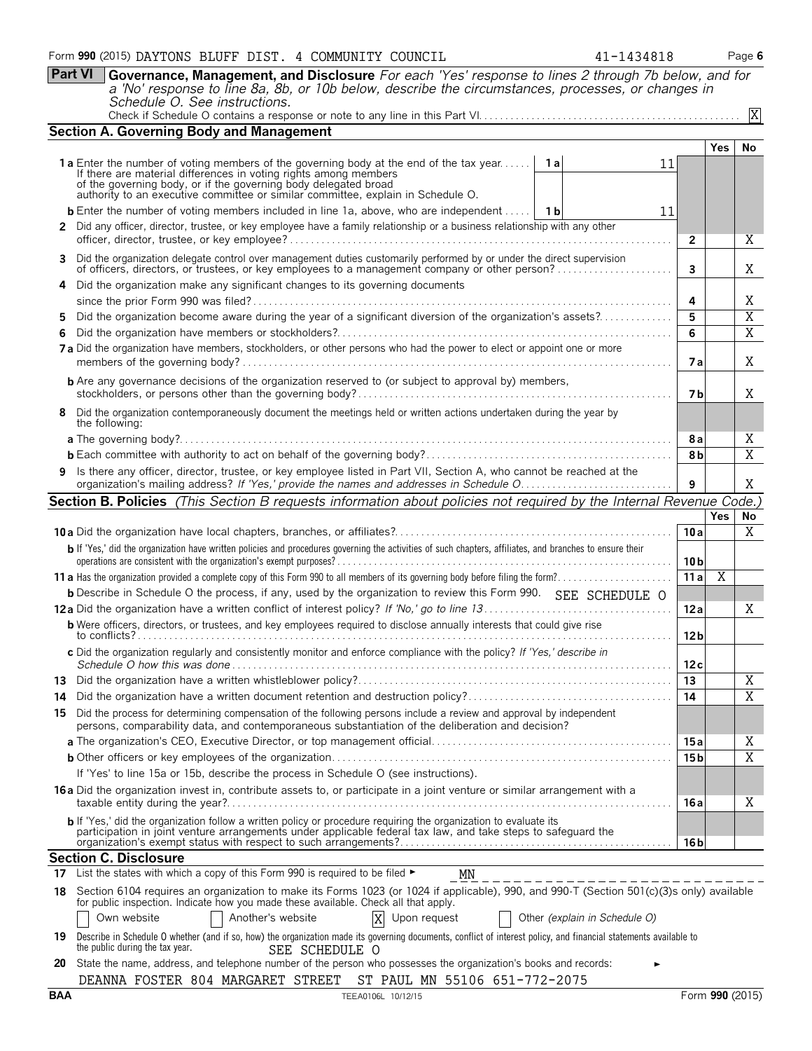Form **990** (2015) DAYTONS BLUFF DIST. 4 COMMUNITY COUNCIL 41-1434818 Page **6**

## Part VI Governance, Management, and Disclosure

*For each 'Yes' response to lines 2 through 7b below, and for a 'No' response to line 8a, 8b, or 10b below, describe the circumstances, processes, or changes in Schedule O. See instructions.*

Check if Schedule O contains a response or note to any line in this Part VI. [X]

### Section A. Governing Body and Management

| | | | Yes | No |
|---|---|---|---|---|
| **1a** Enter the number of voting members of the governing body at the end of the tax year. If there are material differences in voting rights among members of the governing body, or if the governing body delegated broad authority to an executive committee or similar committee, explain in Schedule O. | 1a | 11 | | |
| **b** Enter the number of voting members included in line 1a, above, who are independent | 1b | 11 | | |
| **2** Did any officer, director, trustee, or key employee have a family relationship or a business relationship with any other officer, director, trustee, or key employee? | 2 | | | X |
| **3** Did the organization delegate control over management duties customarily performed by or under the direct supervision of officers, directors, or trustees, or key employees to a management company or other person? | 3 | | | X |
| **4** Did the organization make any significant changes to its governing documents since the prior Form 990 was filed? | 4 | | | X |
| **5** Did the organization become aware during the year of a significant diversion of the organization's assets? | 5 | | | X |
| **6** Did the organization have members or stockholders? | 6 | | | X |
| **7a** Did the organization have members, stockholders, or other persons who had the power to elect or appoint one or more members of the governing body? | 7a | | | X |
| **b** Are any governance decisions of the organization reserved to (or subject to approval by) members, stockholders, or persons other than the governing body? | 7b | | | X |
| **8** Did the organization contemporaneously document the meetings held or written actions undertaken during the year by the following: | | | | |
| **a** The governing body? | 8a | | | X |
| **b** Each committee with authority to act on behalf of the governing body? | 8b | | | X |
| **9** Is there any officer, director, trustee, or key employee listed in Part VII, Section A, who cannot be reached at the organization's mailing address? *If 'Yes,' provide the names and addresses in Schedule O* | 9 | | | X |

### Section B. Policies *(This Section B requests information about policies not required by the Internal Revenue Code.)*

| | | Yes | No |
|---|---|---|---|
| **10a** Did the organization have local chapters, branches, or affiliates? | 10a | | X |
| **b** If 'Yes,' did the organization have written policies and procedures governing the activities of such chapters, affiliates, and branches to ensure their operations are consistent with the organization's exempt purposes? | 10b | | |
| **11a** Has the organization provided a complete copy of this Form 990 to all members of its governing body before filing the form? | 11a | X | |
| **b** Describe in Schedule O the process, if any, used by the organization to review this Form 990. SEE SCHEDULE O | | | |
| **12a** Did the organization have a written conflict of interest policy? *If 'No,' go to line 13* | 12a | | X |
| **b** Were officers, directors, or trustees, and key employees required to disclose annually interests that could give rise to conflicts? | 12b | | |
| **c** Did the organization regularly and consistently monitor and enforce compliance with the policy? *If 'Yes,' describe in Schedule O how this was done* | 12c | | |
| **13** Did the organization have a written whistleblower policy? | 13 | | X |
| **14** Did the organization have a written document retention and destruction policy? | 14 | | X |
| **15** Did the process for determining compensation of the following persons include a review and approval by independent persons, comparability data, and contemporaneous substantiation of the deliberation and decision? | | | |
| **a** The organization's CEO, Executive Director, or top management official | 15a | | X |
| **b** Other officers or key employees of the organization | 15b | | X |
| If 'Yes' to line 15a or 15b, describe the process in Schedule O (see instructions). | | | |
| **16a** Did the organization invest in, contribute assets to, or participate in a joint venture or similar arrangement with a taxable entity during the year? | 16a | | X |
| **b** If 'Yes,' did the organization follow a written policy or procedure requiring the organization to evaluate its participation in joint venture arrangements under applicable federal tax law, and take steps to safeguard the organization's exempt status with respect to such arrangements? | 16b | | |

### Section C. Disclosure

**17** List the states with which a copy of this Form 990 is required to be filed ► MN

**18** Section 6104 requires an organization to make its Forms 1023 (or 1024 if applicable), 990, and 990-T (Section 501(c)(3)s only) available for public inspection. Indicate how you made these available. Check all that apply.

[ ] Own website [ ] Another's website [X] Upon request [ ] Other *(explain in Schedule O)*

**19** Describe in Schedule O whether (and if so, how) the organization made its governing documents, conflict of interest policy, and financial statements available to the public during the tax year. SEE SCHEDULE O

**20** State the name, address, and telephone number of the person who possesses the organization's books and records: ►

DEANNA FOSTER 804 MARGARET STREET ST PAUL MN 55106 651-772-2075

BAA TEEA0106L 10/12/15 Form **990** (2015)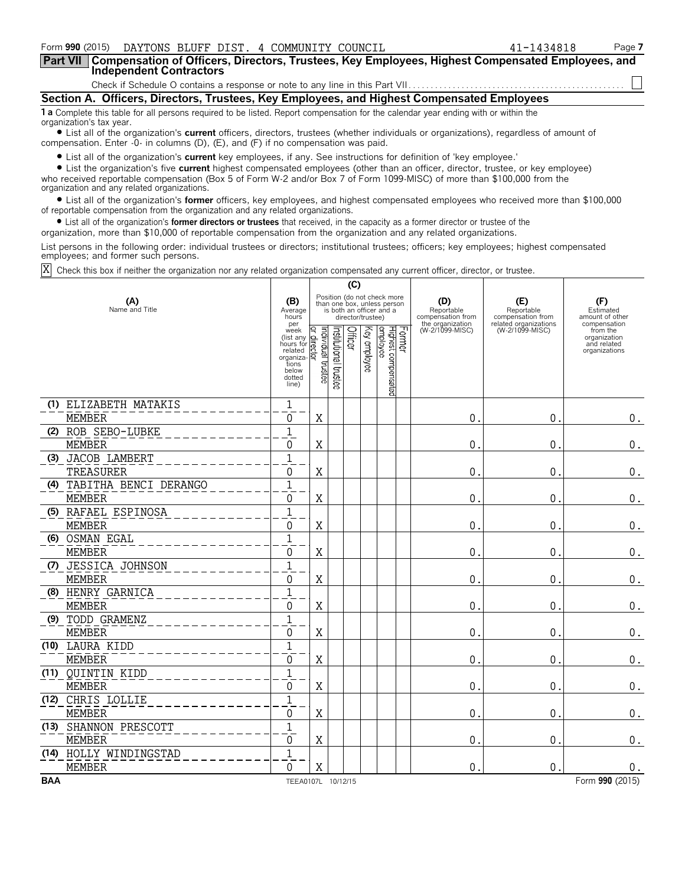Form **990** (2015) DAYTONS BLUFF DIST. 4 COMMUNITY COUNCIL 41-1434818 Page **7**

**Part VII | Compensation of Officers, Directors, Trustees, Key Employees, Highest Compensated Employees, and Independent Contractors**

Check if Schedule O contains a response or note to any line in this Part VII ☐

## Section A. Officers, Directors, Trustees, Key Employees, and Highest Compensated Employees

**1 a** Complete this table for all persons required to be listed. Report compensation for the calendar year ending with or within the organization's tax year.

- List all of the organization's **current** officers, directors, trustees (whether individuals or organizations), regardless of amount of compensation. Enter -0- in columns (D), (E), and (F) if no compensation was paid.
- List all of the organization's **current** key employees, if any. See instructions for definition of 'key employee.'
- List the organization's five **current** highest compensated employees (other than an officer, director, trustee, or key employee) who received reportable compensation (Box 5 of Form W-2 and/or Box 7 of Form 1099-MISC) of more than $100,000 from the organization and any related organizations.
- List all of the organization's **former** officers, key employees, and highest compensated employees who received more than $100,000 of reportable compensation from the organization and any related organizations.
- List all of the organization's **former directors or trustees** that received, in the capacity as a former director or trustee of the organization, more than $10,000 of reportable compensation from the organization and any related organizations.

List persons in the following order: individual trustees or directors; institutional trustees; officers; key employees; highest compensated employees; and former such persons.

☒ Check this box if neither the organization nor any related organization compensated any current officer, director, or trustee.

| (A) Name and Title | (B) Average hours per week (list any hours for related organizations below dotted line) | (C) Position: Individual trustee or director | Institutional trustee | Officer | Key employee | Highest compensated employee | Former | (D) Reportable compensation from the organization (W-2/1099-MISC) | (E) Reportable compensation from related organizations (W-2/1099-MISC) | (F) Estimated amount of other compensation from the organization and related organizations |
|---|---|---|---|---|---|---|---|---|---|---|
| (1) ELIZABETH MATAKIS<br>MEMBER | 1<br>0 | X | | | | | | 0. | 0. | 0. |
| (2) ROB SEBO-LUBKE<br>MEMBER | 1<br>0 | X | | | | | | 0. | 0. | 0. |
| (3) JACOB LAMBERT<br>TREASURER | 1<br>0 | X | | | | | | 0. | 0. | 0. |
| (4) TABITHA BENCI DERANGO<br>MEMBER | 1<br>0 | X | | | | | | 0. | 0. | 0. |
| (5) RAFAEL ESPINOSA<br>MEMBER | 1<br>0 | X | | | | | | 0. | 0. | 0. |
| (6) OSMAN EGAL<br>MEMBER | 1<br>0 | X | | | | | | 0. | 0. | 0. |
| (7) JESSICA JOHNSON<br>MEMBER | 1<br>0 | X | | | | | | 0. | 0. | 0. |
| (8) HENRY GARNICA<br>MEMBER | 1<br>0 | X | | | | | | 0. | 0. | 0. |
| (9) TODD GRAMENZ<br>MEMBER | 1<br>0 | X | | | | | | 0. | 0. | 0. |
| (10) LAURA KIDD<br>MEMBER | 1<br>0 | X | | | | | | 0. | 0. | 0. |
| (11) QUINTIN KIDD<br>MEMBER | 1<br>0 | X | | | | | | 0. | 0. | 0. |
| (12) CHRIS LOLLIE<br>MEMBER | 1<br>0 | X | | | | | | 0. | 0. | 0. |
| (13) SHANNON PRESCOTT<br>MEMBER | 1<br>0 | X | | | | | | 0. | 0. | 0. |
| (14) HOLLY WINDINGSTAD<br>MEMBER | 1<br>0 | X | | | | | | 0. | 0. | 0. |

BAA TEEA0107L 10/12/15 Form **990** (2015)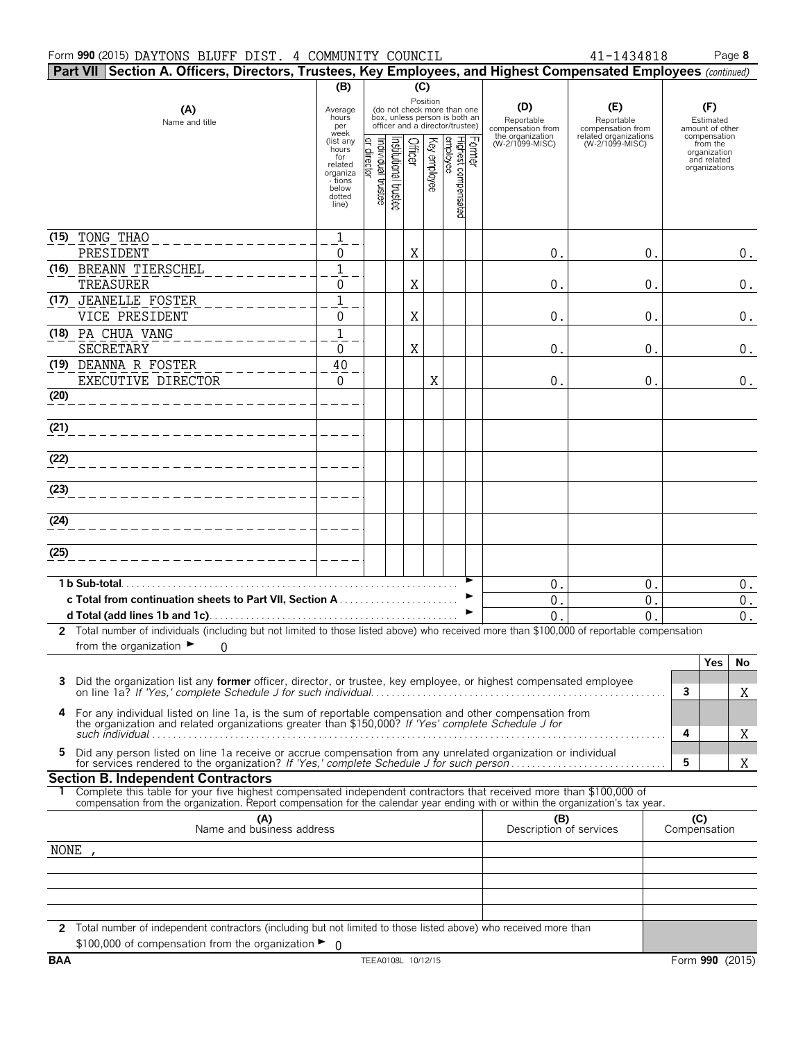Form **990** (2015) DAYTONS BLUFF DIST. 4 COMMUNITY COUNCIL 41-1434818

**Part VII Section A. Officers, Directors, Trustees, Key Employees, and Highest Compensated Employees** *(continued)*

| (A) Name and title | (B) Average hours per week (list any hours for related organizations below dotted line) | (C) Position: Individual trustee or director | Institutional trustee | Officer | Key employee | Highest compensated employee | Former | (D) Reportable compensation from the organization (W-2/1099-MISC) | (E) Reportable compensation from related organizations (W-2/1099-MISC) | (F) Estimated amount of other compensation from the organization and related organizations |
|---|---|---|---|---|---|---|---|---|---|---|
| (15) TONG THAO<br>PRESIDENT | 1<br>0 | | | X | | | | 0. | 0. | 0. |
| (16) BREANN TIERSCHEL<br>TREASURER | 1<br>0 | | | X | | | | 0. | 0. | 0. |
| (17) JEANELLE FOSTER<br>VICE PRESIDENT | 1<br>0 | | | X | | | | 0. | 0. | 0. |
| (18) PA CHUA VANG<br>SECRETARY | 1<br>0 | | | X | | | | 0. | 0. | 0. |
| (19) DEANNA R FOSTER<br>EXECUTIVE DIRECTOR | 40<br>0 | | | | X | | | 0. | 0. | 0. |
| (20) | | | | | | | | | | |
| (21) | | | | | | | | | | |
| (22) | | | | | | | | | | |
| (23) | | | | | | | | | | |
| (24) | | | | | | | | | | |
| (25) | | | | | | | | | | |
| **1 b Sub-total** | | | | | | | | 0. | 0. | 0. |
| **c Total from continuation sheets to Part VII, Section A** | | | | | | | | 0. | 0. | 0. |
| **d Total (add lines 1b and 1c)** | | | | | | | | 0. | 0. | 0. |

**2** Total number of individuals (including but not limited to those listed above) who received more than $100,000 of reportable compensation from the organization ► 0

| | | Yes | No |
|---|---|---|---|
| **3** Did the organization list any **former** officer, director, or trustee, key employee, or highest compensated employee on line 1a? *If 'Yes,' complete Schedule J for such individual* | 3 | | X |
| **4** For any individual listed on line 1a, is the sum of reportable compensation and other compensation from the organization and related organizations greater than $150,000? *If 'Yes' complete Schedule J for such individual* | 4 | | X |
| **5** Did any person listed on line 1a receive or accrue compensation from any unrelated organization or individual for services rendered to the organization? *If 'Yes,' complete Schedule J for such person* | 5 | | X |

**Section B. Independent Contractors**

**1** Complete this table for your five highest compensated independent contractors that received more than $100,000 of compensation from the organization. Report compensation for the calendar year ending with or within the organization's tax year.

| (A) Name and business address | (B) Description of services | (C) Compensation |
|---|---|---|
| NONE , | | |
| | | |
| | | |
| | | |
| | | |

**2** Total number of independent contractors (including but not limited to those listed above) who received more than $100,000 of compensation from the organization ► 0

BAA TEEA0108L 10/12/15 Form **990** (2015)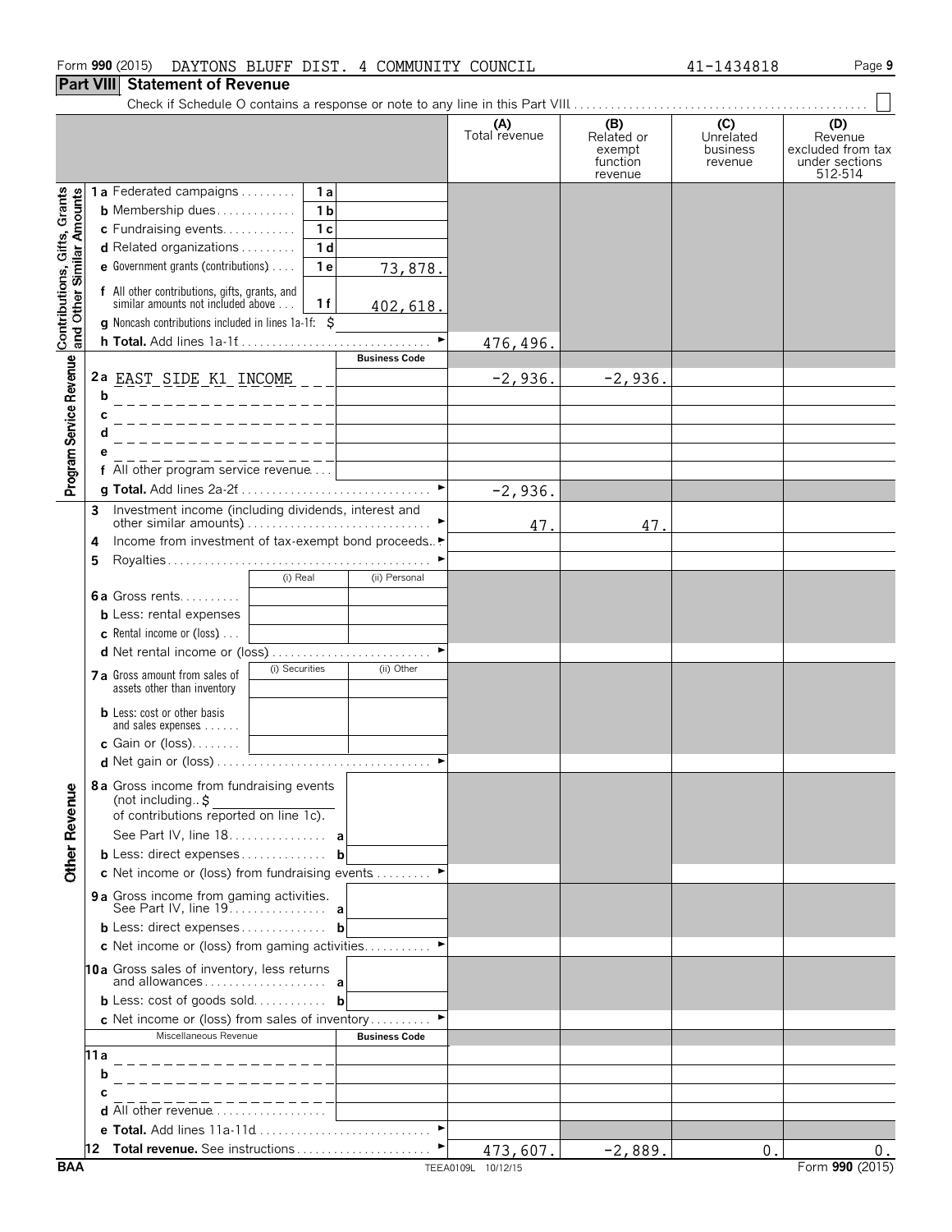Form **990** (2015) DAYTONS BLUFF DIST. 4 COMMUNITY COUNCIL 41-1434818

## Part VIII Statement of Revenue

Check if Schedule O contains a response or note to any line in this Part VIII . . . ☐

| | | | (A) Total revenue | (B) Related or exempt function revenue | (C) Unrelated business revenue | (D) Revenue excluded from tax under sections 512-514 |
|---|---|---|---|---|---|---|
| **Contributions, Gifts, Grants and Other Similar Amounts** | 1a Federated campaigns | 1a | | | | |
| | b Membership dues | 1b | | | | |
| | c Fundraising events | 1c | | | | |
| | d Related organizations | 1d | | | | |
| | e Government grants (contributions) | 1e 73,878. | | | | |
| | f All other contributions, gifts, grants, and similar amounts not included above | 1f 402,618. | | | | |
| | g Noncash contributions included in lines 1a-1f: $ | | | | | |
| | h **Total.** Add lines 1a-1f | ► | 476,496. | | | |
| **Program Service Revenue** | | Business Code | | | | |
| | 2a EAST SIDE K1 INCOME | | -2,936. | -2,936. | | |
| | b | | | | | |
| | c | | | | | |
| | d | | | | | |
| | e | | | | | |
| | f All other program service revenue | | | | | |
| | g **Total.** Add lines 2a-2f | ► | -2,936. | | | |
| **Other Revenue** | 3 Investment income (including dividends, interest and other similar amounts) | ► | 47. | 47. | | |
| | 4 Income from investment of tax-exempt bond proceeds | ► | | | | |
| | 5 Royalties | ► | | | | |
| | | (i) Real / (ii) Personal | | | | |
| | 6a Gross rents | | | | | |
| | b Less: rental expenses | | | | | |
| | c Rental income or (loss) | | | | | |
| | d Net rental income or (loss) | ► | | | | |
| | | (i) Securities / (ii) Other | | | | |
| | 7a Gross amount from sales of assets other than inventory | | | | | |
| | b Less: cost or other basis and sales expenses | | | | | |
| | c Gain or (loss) | | | | | |
| | d Net gain or (loss) | ► | | | | |
| | 8a Gross income from fundraising events (not including $ of contributions reported on line 1c). See Part IV, line 18 | a | | | | |
| | b Less: direct expenses | b | | | | |
| | c Net income or (loss) from fundraising events | ► | | | | |
| | 9a Gross income from gaming activities. See Part IV, line 19 | a | | | | |
| | b Less: direct expenses | b | | | | |
| | c Net income or (loss) from gaming activities | ► | | | | |
| | 10a Gross sales of inventory, less returns and allowances | a | | | | |
| | b Less: cost of goods sold | b | | | | |
| | c Net income or (loss) from sales of inventory | ► | | | | |
| | Miscellaneous Revenue | Business Code | | | | |
| | 11a | | | | | |
| | b | | | | | |
| | c | | | | | |
| | d All other revenue | | | | | |
| | e **Total.** Add lines 11a-11d | ► | | | | |
| | 12 **Total revenue.** See instructions | ► | 473,607. | -2,889. | 0. | 0. |

BAA TEEA0109L 10/12/15 Form **990** (2015)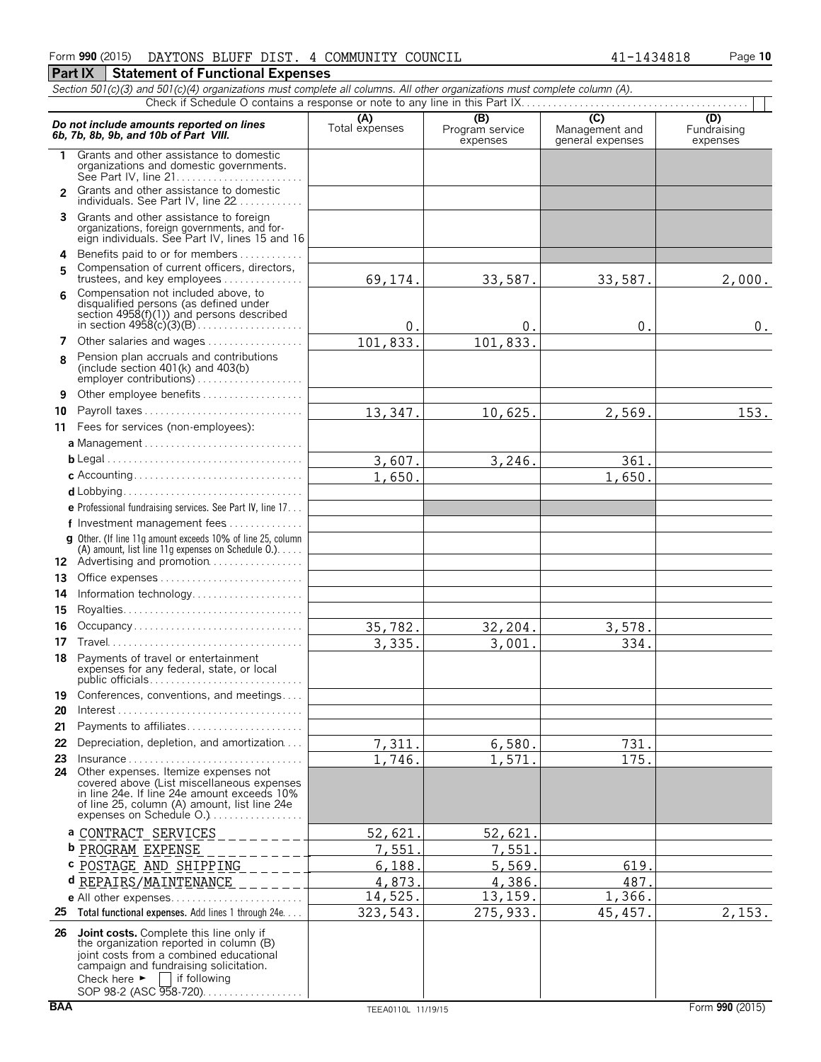Form **990** (2015) DAYTONS BLUFF DIST. 4 COMMUNITY COUNCIL 41-1434818 Page **10**

## Part IX Statement of Functional Expenses

*Section 501(c)(3) and 501(c)(4) organizations must complete all columns. All other organizations must complete column (A).*

Check if Schedule O contains a response or note to any line in this Part IX

| *Do not include amounts reported on lines 6b, 7b, 8b, 9b, and 10b of Part VIII.* | (A) Total expenses | (B) Program service expenses | (C) Management and general expenses | (D) Fundraising expenses |
|---|---|---|---|---|
| 1 Grants and other assistance to domestic organizations and domestic governments. See Part IV, line 21 | | | | |
| 2 Grants and other assistance to domestic individuals. See Part IV, line 22 | | | | |
| 3 Grants and other assistance to foreign organizations, foreign governments, and foreign individuals. See Part IV, lines 15 and 16 | | | | |
| 4 Benefits paid to or for members | | | | |
| 5 Compensation of current officers, directors, trustees, and key employees | 69,174. | 33,587. | 33,587. | 2,000. |
| 6 Compensation not included above, to disqualified persons (as defined under section 4958(f)(1)) and persons described in section 4958(c)(3)(B) | 0. | 0. | 0. | 0. |
| 7 Other salaries and wages | 101,833. | 101,833. | | |
| 8 Pension plan accruals and contributions (include section 401(k) and 403(b) employer contributions) | | | | |
| 9 Other employee benefits | | | | |
| 10 Payroll taxes | 13,347. | 10,625. | 2,569. | 153. |
| 11 Fees for services (non-employees): | | | | |
| a Management | | | | |
| b Legal | 3,607. | 3,246. | 361. | |
| c Accounting | 1,650. | | 1,650. | |
| d Lobbying | | | | |
| e Professional fundraising services. See Part IV, line 17 | | | | |
| f Investment management fees | | | | |
| g Other. (If line 11g amount exceeds 10% of line 25, column (A) amount, list line 11g expenses on Schedule O.) | | | | |
| 12 Advertising and promotion | | | | |
| 13 Office expenses | | | | |
| 14 Information technology | | | | |
| 15 Royalties | | | | |
| 16 Occupancy | 35,782. | 32,204. | 3,578. | |
| 17 Travel | 3,335. | 3,001. | 334. | |
| 18 Payments of travel or entertainment expenses for any federal, state, or local public officials | | | | |
| 19 Conferences, conventions, and meetings | | | | |
| 20 Interest | | | | |
| 21 Payments to affiliates | | | | |
| 22 Depreciation, depletion, and amortization | 7,311. | 6,580. | 731. | |
| 23 Insurance | 1,746. | 1,571. | 175. | |
| 24 Other expenses. Itemize expenses not covered above (List miscellaneous expenses in line 24e. If line 24e amount exceeds 10% of line 25, column (A) amount, list line 24e expenses on Schedule O.) | | | | |
| a CONTRACT SERVICES | 52,621. | 52,621. | | |
| b PROGRAM EXPENSE | 7,551. | 7,551. | | |
| c POSTAGE AND SHIPPING | 6,188. | 5,569. | 619. | |
| d REPAIRS/MAINTENANCE | 4,873. | 4,386. | 487. | |
| e All other expenses | 14,525. | 13,159. | 1,366. | |
| 25 **Total functional expenses.** Add lines 1 through 24e | 323,543. | 275,933. | 45,457. | 2,153. |
| 26 **Joint costs.** Complete this line only if the organization reported in column (B) joint costs from a combined educational campaign and fundraising solicitation. Check here ► ☐ if following SOP 98-2 (ASC 958-720) | | | | |

BAA TEEA0110L 11/19/15 Form **990** (2015)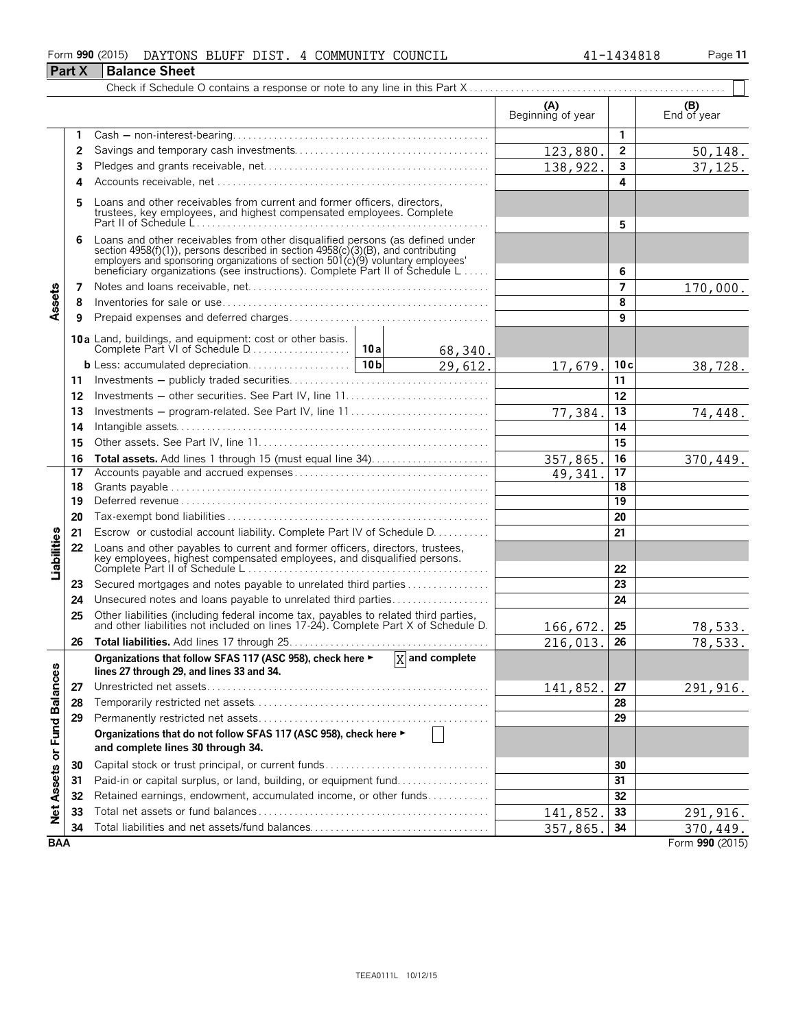Form **990** (2015) DAYTONS BLUFF DIST. 4 COMMUNITY COUNCIL 41-1434818 Page **11**

## Part X Balance Sheet

Check if Schedule O contains a response or note to any line in this Part X ☐

| | | | | (A) Beginning of year | | (B) End of year |
|---|---|---|---|---|---|---|
| **Assets** | 1 | Cash — non-interest-bearing | | | 1 | |
| | 2 | Savings and temporary cash investments | | 123,880. | 2 | 50,148. |
| | 3 | Pledges and grants receivable, net | | 138,922. | 3 | 37,125. |
| | 4 | Accounts receivable, net | | | 4 | |
| | 5 | Loans and other receivables from current and former officers, directors, trustees, key employees, and highest compensated employees. Complete Part II of Schedule L | | | 5 | |
| | 6 | Loans and other receivables from other disqualified persons (as defined under section 4958(f)(1)), persons described in section 4958(c)(3)(B), and contributing employers and sponsoring organizations of section 501(c)(9) voluntary employees' beneficiary organizations (see instructions). Complete Part II of Schedule L | | | 6 | |
| | 7 | Notes and loans receivable, net | | | 7 | 170,000. |
| | 8 | Inventories for sale or use | | | 8 | |
| | 9 | Prepaid expenses and deferred charges | | | 9 | |
| | 10a | Land, buildings, and equipment: cost or other basis. Complete Part VI of Schedule D | 10a 68,340. | | | |
| | b | Less: accumulated depreciation | 10b 29,612. | 17,679. | 10c | 38,728. |
| | 11 | Investments — publicly traded securities | | | 11 | |
| | 12 | Investments — other securities. See Part IV, line 11 | | | 12 | |
| | 13 | Investments — program-related. See Part IV, line 11 | | 77,384. | 13 | 74,448. |
| | 14 | Intangible assets | | | 14 | |
| | 15 | Other assets. See Part IV, line 11 | | | 15 | |
| | 16 | **Total assets.** Add lines 1 through 15 (must equal line 34) | | 357,865. | 16 | 370,449. |
| **Liabilities** | 17 | Accounts payable and accrued expenses | | 49,341. | 17 | |
| | 18 | Grants payable | | | 18 | |
| | 19 | Deferred revenue | | | 19 | |
| | 20 | Tax-exempt bond liabilities | | | 20 | |
| | 21 | Escrow or custodial account liability. Complete Part IV of Schedule D | | | 21 | |
| | 22 | Loans and other payables to current and former officers, directors, trustees, key employees, highest compensated employees, and disqualified persons. Complete Part II of Schedule L | | | 22 | |
| | 23 | Secured mortgages and notes payable to unrelated third parties | | | 23 | |
| | 24 | Unsecured notes and loans payable to unrelated third parties | | | 24 | |
| | 25 | Other liabilities (including federal income tax, payables to related third parties, and other liabilities not included on lines 17-24). Complete Part X of Schedule D | | 166,672. | 25 | 78,533. |
| | 26 | **Total liabilities.** Add lines 17 through 25 | | 216,013. | 26 | 78,533. |
| **Net Assets or Fund Balances** | | **Organizations that follow SFAS 117 (ASC 958), check here ►** ☒ **and complete lines 27 through 29, and lines 33 and 34.** | | | | |
| | 27 | Unrestricted net assets | | 141,852. | 27 | 291,916. |
| | 28 | Temporarily restricted net assets | | | 28 | |
| | 29 | Permanently restricted net assets | | | 29 | |
| | | **Organizations that do not follow SFAS 117 (ASC 958), check here ►** ☐ **and complete lines 30 through 34.** | | | | |
| | 30 | Capital stock or trust principal, or current funds | | | 30 | |
| | 31 | Paid-in or capital surplus, or land, building, or equipment fund | | | 31 | |
| | 32 | Retained earnings, endowment, accumulated income, or other funds | | | 32 | |
| | 33 | Total net assets or fund balances | | 141,852. | 33 | 291,916. |
| | 34 | Total liabilities and net assets/fund balances | | 357,865. | 34 | 370,449. |

BAA Form **990** (2015)

TEEA0111L 10/12/15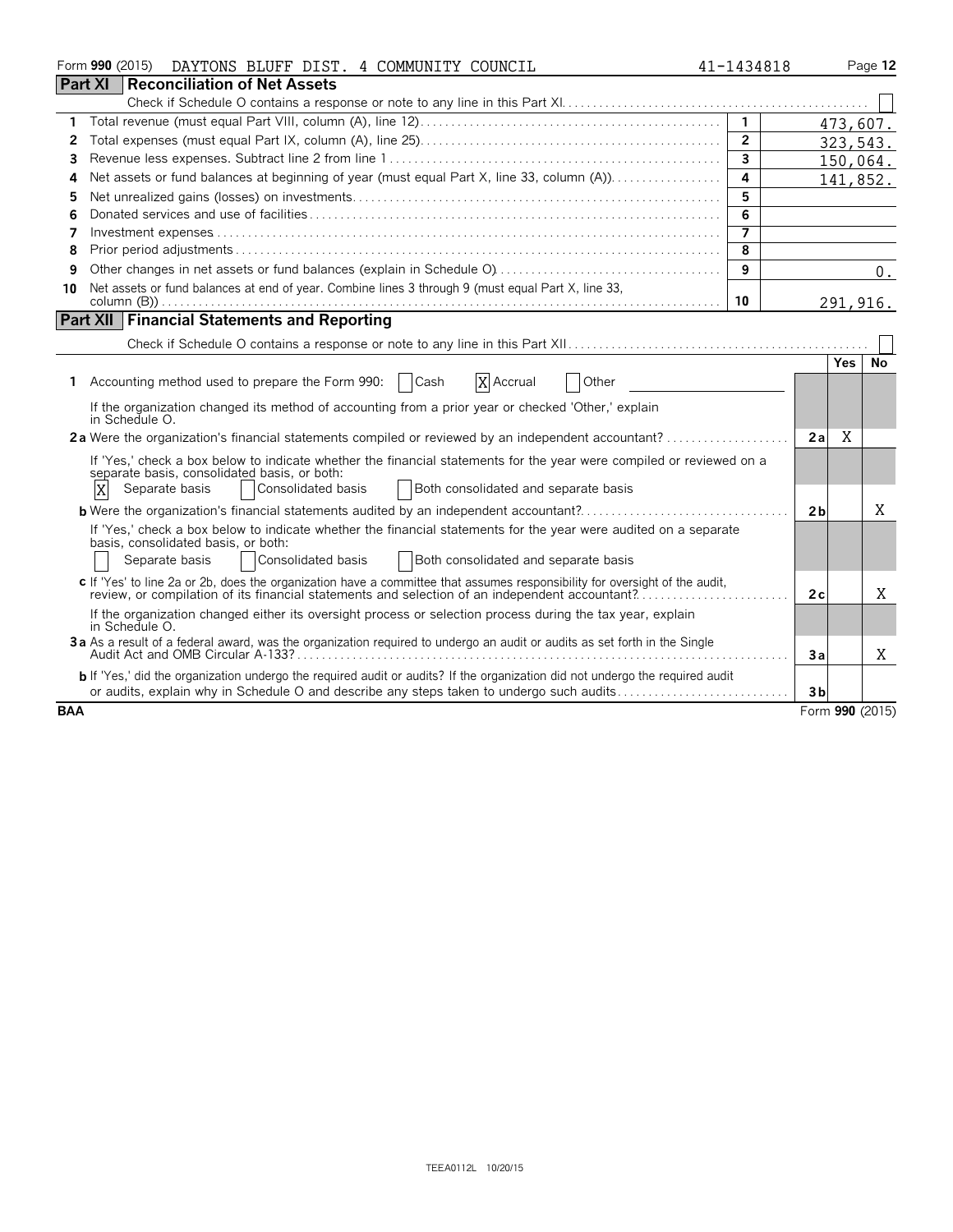Form **990** (2015) DAYTONS BLUFF DIST. 4 COMMUNITY COUNCIL 41-1434818

## Part XI Reconciliation of Net Assets

Check if Schedule O contains a response or note to any line in this Part XI ☐

| | | | |
|---|---|---|---|
| 1 | Total revenue (must equal Part VIII, column (A), line 12) | 1 | 473,607. |
| 2 | Total expenses (must equal Part IX, column (A), line 25) | 2 | 323,543. |
| 3 | Revenue less expenses. Subtract line 2 from line 1 | 3 | 150,064. |
| 4 | Net assets or fund balances at beginning of year (must equal Part X, line 33, column (A)) | 4 | 141,852. |
| 5 | Net unrealized gains (losses) on investments | 5 | |
| 6 | Donated services and use of facilities | 6 | |
| 7 | Investment expenses | 7 | |
| 8 | Prior period adjustments | 8 | |
| 9 | Other changes in net assets or fund balances (explain in Schedule O) | 9 | 0. |
| 10 | Net assets or fund balances at end of year. Combine lines 3 through 9 (must equal Part X, line 33, column (B)) | 10 | 291,916. |

## Part XII Financial Statements and Reporting

Check if Schedule O contains a response or note to any line in this Part XII ☐

| | | | Yes | No |
|---|---|---|---|---|
| 1 | Accounting method used to prepare the Form 990: ☐ Cash ☒ Accrual ☐ Other<br>If the organization changed its method of accounting from a prior year or checked 'Other,' explain in Schedule O. | | | |
| 2a | Were the organization's financial statements compiled or reviewed by an independent accountant? | 2a | X | |
| | If 'Yes,' check a box below to indicate whether the financial statements for the year were compiled or reviewed on a separate basis, consolidated basis, or both:<br>☒ Separate basis ☐ Consolidated basis ☐ Both consolidated and separate basis | | | |
| b | Were the organization's financial statements audited by an independent accountant? | 2b | | X |
| | If 'Yes,' check a box below to indicate whether the financial statements for the year were audited on a separate basis, consolidated basis, or both:<br>☐ Separate basis ☐ Consolidated basis ☐ Both consolidated and separate basis | | | |
| c | If 'Yes' to line 2a or 2b, does the organization have a committee that assumes responsibility for oversight of the audit, review, or compilation of its financial statements and selection of an independent accountant?<br>If the organization changed either its oversight process or selection process during the tax year, explain in Schedule O. | 2c | | X |
| 3a | As a result of a federal award, was the organization required to undergo an audit or audits as set forth in the Single Audit Act and OMB Circular A-133? | 3a | | X |
| b | If 'Yes,' did the organization undergo the required audit or audits? If the organization did not undergo the required audit or audits, explain why in Schedule O and describe any steps taken to undergo such audits | 3b | | |

BAA Form **990** (2015)

TEEA0112L 10/20/15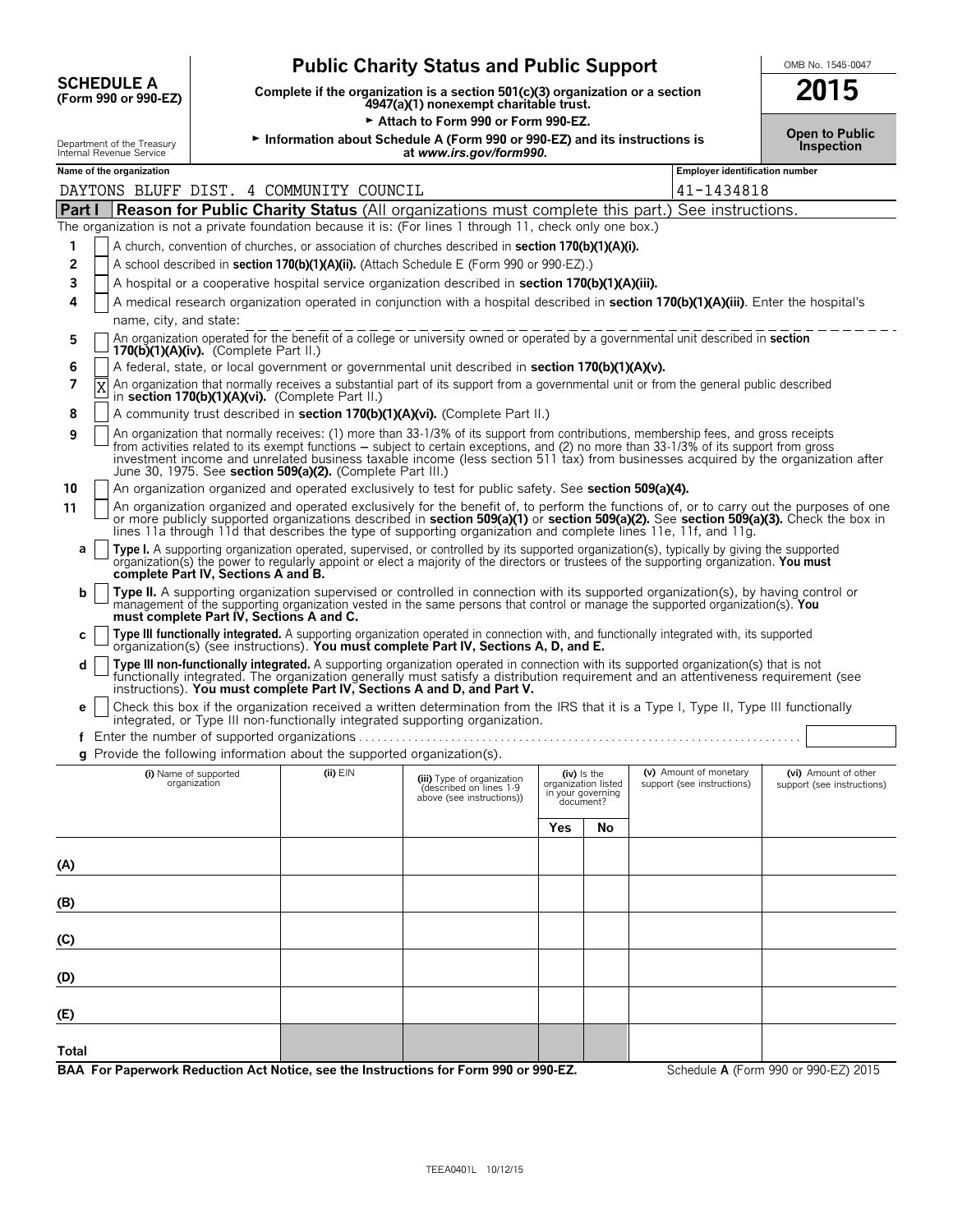# SCHEDULE A (Form 990 or 990-EZ)

## Public Charity Status and Public Support

**Complete if the organization is a section 501(c)(3) organization or a section 4947(a)(1) nonexempt charitable trust.**

► **Attach to Form 990 or Form 990-EZ.**

► **Information about Schedule A (Form 990 or 990-EZ) and its instructions is at *www.irs.gov/form990*.**

Department of the Treasury
Internal Revenue Service

OMB No. 1545-0047

**2015**

**Open to Public Inspection**

**Name of the organization:** DAYTONS BLUFF DIST. 4 COMMUNITY COUNCIL

**Employer identification number:** 41-1434818

### Part I — Reason for Public Charity Status (All organizations must complete this part.) See instructions.

The organization is not a private foundation because it is: (For lines 1 through 11, check only one box.)

1. [ ] A church, convention of churches, or association of churches described in **section 170(b)(1)(A)(i).**
2. [ ] A school described in **section 170(b)(1)(A)(ii).** (Attach Schedule E (Form 990 or 990-EZ).)
3. [ ] A hospital or a cooperative hospital service organization described in **section 170(b)(1)(A)(iii).**
4. [ ] A medical research organization operated in conjunction with a hospital described in **section 170(b)(1)(A)(iii)**. Enter the hospital's name, city, and state:
5. [ ] An organization operated for the benefit of a college or university owned or operated by a governmental unit described in **section 170(b)(1)(A)(iv).** (Complete Part II.)
6. [ ] A federal, state, or local government or governmental unit described in **section 170(b)(1)(A)(v).**
7. [X] An organization that normally receives a substantial part of its support from a governmental unit or from the general public described in **section 170(b)(1)(A)(vi).** (Complete Part II.)
8. [ ] A community trust described in **section 170(b)(1)(A)(vi).** (Complete Part II.)
9. [ ] An organization that normally receives: (1) more than 33-1/3% of its support from contributions, membership fees, and gross receipts from activities related to its exempt functions – subject to certain exceptions, and (2) no more than 33-1/3% of its support from gross investment income and unrelated business taxable income (less section 511 tax) from businesses acquired by the organization after June 30, 1975. See **section 509(a)(2).** (Complete Part III.)
10. [ ] An organization organized and operated exclusively to test for public safety. See **section 509(a)(4).**
11. [ ] An organization organized and operated exclusively for the benefit of, to perform the functions of, or to carry out the purposes of one or more publicly supported organizations described in **section 509(a)(1)** or **section 509(a)(2).** See **section 509(a)(3).** Check the box in lines 11a through 11d that describes the type of supporting organization and complete lines 11e, 11f, and 11g.
   - **a** [ ] **Type I.** A supporting organization operated, supervised, or controlled by its supported organization(s), typically by giving the supported organization(s) the power to regularly appoint or elect a majority of the directors or trustees of the supporting organization. **You must complete Part IV, Sections A and B.**
   - **b** [ ] **Type II.** A supporting organization supervised or controlled in connection with its supported organization(s), by having control or management of the supporting organization vested in the same persons that control or manage the supported organization(s). **You must complete Part IV, Sections A and C.**
   - **c** [ ] **Type III functionally integrated.** A supporting organization operated in connection with, and functionally integrated with, its supported organization(s) (see instructions). **You must complete Part IV, Sections A, D, and E.**
   - **d** [ ] **Type III non-functionally integrated.** A supporting organization operated in connection with its supported organization(s) that is not functionally integrated. The organization generally must satisfy a distribution requirement and an attentiveness requirement (see instructions). **You must complete Part IV, Sections A and D, and Part V.**
   - **e** [ ] Check this box if the organization received a written determination from the IRS that it is a Type I, Type II, Type III functionally integrated, or Type III non-functionally integrated supporting organization.
   - **f** Enter the number of supported organizations
   - **g** Provide the following information about the supported organization(s).

| (i) Name of supported organization | (ii) EIN | (iii) Type of organization (described on lines 1-9 above (see instructions)) | (iv) Is the organization listed in your governing document? Yes | No | (v) Amount of monetary support (see instructions) | (vi) Amount of other support (see instructions) |
|---|---|---|---|---|---|---|
| (A) | | | | | | |
| (B) | | | | | | |
| (C) | | | | | | |
| (D) | | | | | | |
| (E) | | | | | | |
| Total | | | | | | |

**BAA For Paperwork Reduction Act Notice, see the Instructions for Form 990 or 990-EZ.** Schedule **A** (Form 990 or 990-EZ) 2015

TEEA0401L 10/12/15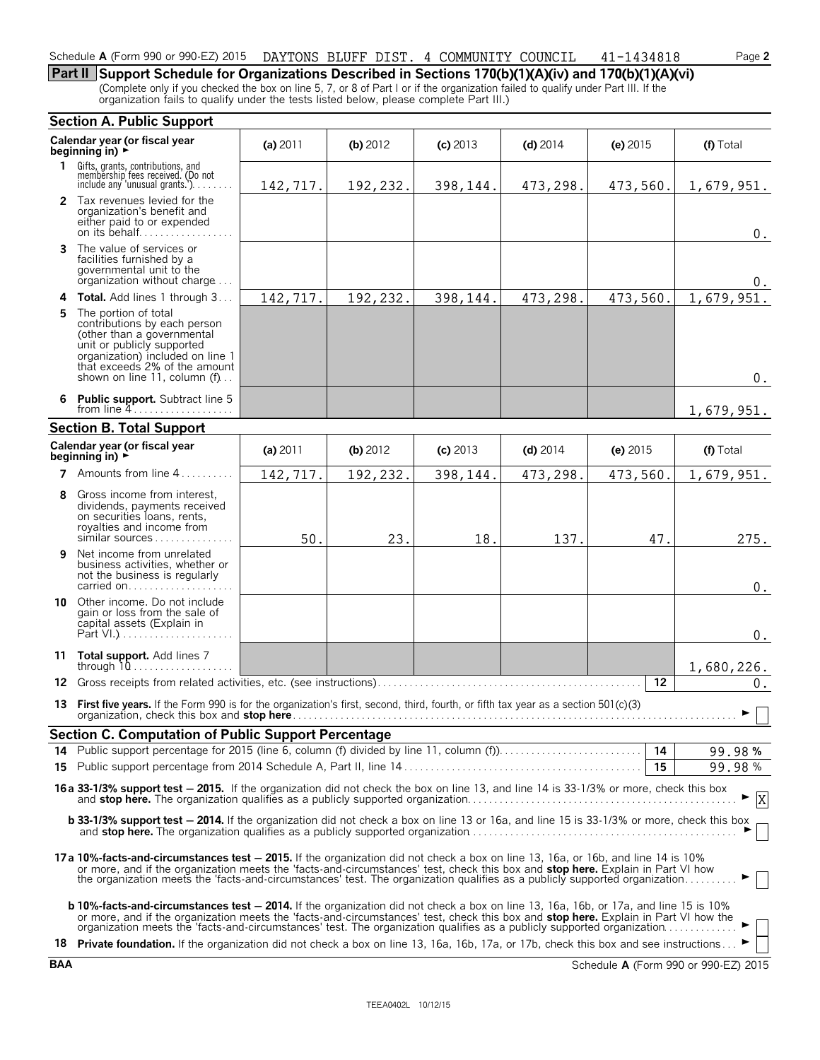Schedule A (Form 990 or 990-EZ) 2015 DAYTONS BLUFF DIST. 4 COMMUNITY COUNCIL 41-1434818

## Part II Support Schedule for Organizations Described in Sections 170(b)(1)(A)(iv) and 170(b)(1)(A)(vi)

(Complete only if you checked the box on line 5, 7, or 8 of Part I or if the organization failed to qualify under Part III. If the organization fails to qualify under the tests listed below, please complete Part III.)

### Section A. Public Support

| Calendar year (or fiscal year beginning in) ► | (a) 2011 | (b) 2012 | (c) 2013 | (d) 2014 | (e) 2015 | (f) Total |
|---|---|---|---|---|---|---|
| **1** Gifts, grants, contributions, and membership fees received. (Do not include any 'unusual grants.') | 142,717. | 192,232. | 398,144. | 473,298. | 473,560. | 1,679,951. |
| **2** Tax revenues levied for the organization's benefit and either paid to or expended on its behalf | | | | | | 0. |
| **3** The value of services or facilities furnished by a governmental unit to the organization without charge | | | | | | 0. |
| **4 Total.** Add lines 1 through 3 | 142,717. | 192,232. | 398,144. | 473,298. | 473,560. | 1,679,951. |
| **5** The portion of total contributions by each person (other than a governmental unit or publicly supported organization) included on line 1 that exceeds 2% of the amount shown on line 11, column (f) | | | | | | 0. |
| **6 Public support.** Subtract line 5 from line 4 | | | | | | 1,679,951. |

### Section B. Total Support

| Calendar year (or fiscal year beginning in) ► | (a) 2011 | (b) 2012 | (c) 2013 | (d) 2014 | (e) 2015 | (f) Total |
|---|---|---|---|---|---|---|
| **7** Amounts from line 4 | 142,717. | 192,232. | 398,144. | 473,298. | 473,560. | 1,679,951. |
| **8** Gross income from interest, dividends, payments received on securities loans, rents, royalties and income from similar sources | 50. | 23. | 18. | 137. | 47. | 275. |
| **9** Net income from unrelated business activities, whether or not the business is regularly carried on | | | | | | 0. |
| **10** Other income. Do not include gain or loss from the sale of capital assets (Explain in Part VI.) | | | | | | 0. |
| **11 Total support.** Add lines 7 through 10 | | | | | | 1,680,226. |

**12** Gross receipts from related activities, etc. (see instructions) — **12** — 0.

**13 First five years.** If the Form 990 is for the organization's first, second, third, fourth, or fifth tax year as a section 501(c)(3) organization, check this box and **stop here** ► ☐

### Section C. Computation of Public Support Percentage

**14** Public support percentage for 2015 (line 6, column (f) divided by line 11, column (f)) — **14** — 99.98 %

**15** Public support percentage from 2014 Schedule A, Part II, line 14 — **15** — 99.98 %

**16a 33-1/3% support test — 2015.** If the organization did not check the box on line 13, and line 14 is 33-1/3% or more, check this box and **stop here.** The organization qualifies as a publicly supported organization ► ☒

**b 33-1/3% support test — 2014.** If the organization did not check a box on line 13 or 16a, and line 15 is 33-1/3% or more, check this box and **stop here.** The organization qualifies as a publicly supported organization ► ☐

**17a 10%-facts-and-circumstances test — 2015.** If the organization did not check a box on line 13, 16a, or 16b, and line 14 is 10% or more, and if the organization meets the 'facts-and-circumstances' test, check this box and **stop here.** Explain in Part VI how the organization meets the 'facts-and-circumstances' test. The organization qualifies as a publicly supported organization ► ☐

**b 10%-facts-and-circumstances test — 2014.** If the organization did not check a box on line 13, 16a, 16b, or 17a, and line 15 is 10% or more, and if the organization meets the 'facts-and-circumstances' test, check this box and **stop here.** Explain in Part VI how the organization meets the 'facts-and-circumstances' test. The organization qualifies as a publicly supported organization ► ☐

**18 Private foundation.** If the organization did not check a box on line 13, 16a, 16b, 17a, or 17b, check this box and see instructions ► ☐

BAA Schedule A (Form 990 or 990-EZ) 2015

TEEA0402L 10/12/15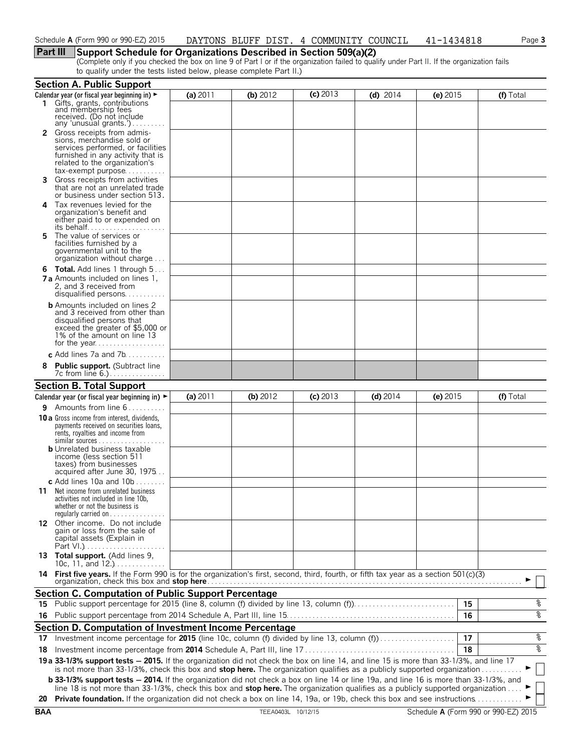Schedule A (Form 990 or 990-EZ) 2015 DAYTONS BLUFF DIST. 4 COMMUNITY COUNCIL 41-1434818

## Part III Support Schedule for Organizations Described in Section 509(a)(2)

(Complete only if you checked the box on line 9 of Part I or if the organization failed to qualify under Part II. If the organization fails to qualify under the tests listed below, please complete Part II.)

### Section A. Public Support

| Calendar year (or fiscal year beginning in) ► | (a) 2011 | (b) 2012 | (c) 2013 | (d) 2014 | (e) 2015 | (f) Total |
|---|---|---|---|---|---|---|
| 1 Gifts, grants, contributions and membership fees received. (Do not include any 'unusual grants.') | | | | | | |
| 2 Gross receipts from admissions, merchandise sold or services performed, or facilities furnished in any activity that is related to the organization's tax-exempt purpose | | | | | | |
| 3 Gross receipts from activities that are not an unrelated trade or business under section 513 | | | | | | |
| 4 Tax revenues levied for the organization's benefit and either paid to or expended on its behalf | | | | | | |
| 5 The value of services or facilities furnished by a governmental unit to the organization without charge | | | | | | |
| 6 **Total.** Add lines 1 through 5 | | | | | | |
| 7a Amounts included on lines 1, 2, and 3 received from disqualified persons | | | | | | |
| b Amounts included on lines 2 and 3 received from other than disqualified persons that exceed the greater of $5,000 or 1% of the amount on line 13 for the year | | | | | | |
| c Add lines 7a and 7b | | | | | | |
| 8 **Public support.** (Subtract line 7c from line 6.) | | | | | | |

### Section B. Total Support

| Calendar year (or fiscal year beginning in) ► | (a) 2011 | (b) 2012 | (c) 2013 | (d) 2014 | (e) 2015 | (f) Total |
|---|---|---|---|---|---|---|
| 9 Amounts from line 6 | | | | | | |
| 10a Gross income from interest, dividends, payments received on securities loans, rents, royalties and income from similar sources | | | | | | |
| b Unrelated business taxable income (less section 511 taxes) from businesses acquired after June 30, 1975 | | | | | | |
| c Add lines 10a and 10b | | | | | | |
| 11 Net income from unrelated business activities not included in line 10b, whether or not the business is regularly carried on | | | | | | |
| 12 Other income. Do not include gain or loss from the sale of capital assets (Explain in Part VI.) | | | | | | |
| 13 **Total support.** (Add lines 9, 10c, 11, and 12.) | | | | | | |

14 **First five years.** If the Form 990 is for the organization's first, second, third, fourth, or fifth tax year as a section 501(c)(3) organization, check this box and **stop here** ► ☐

### Section C. Computation of Public Support Percentage

| | | | |
|---|---|---|---|
| 15 | Public support percentage for 2015 (line 8, column (f) divided by line 13, column (f)) | 15 | % |
| 16 | Public support percentage from 2014 Schedule A, Part III, line 15 | 16 | % |

### Section D. Computation of Investment Income Percentage

| | | | |
|---|---|---|---|
| 17 | Investment income percentage for **2015** (line 10c, column (f) divided by line 13, column (f)) | 17 | % |
| 18 | Investment income percentage from **2014** Schedule A, Part III, line 17 | 18 | % |

19a **33-1/3% support tests — 2015.** If the organization did not check the box on line 14, and line 15 is more than 33-1/3%, and line 17 is not more than 33-1/3%, check this box and **stop here.** The organization qualifies as a publicly supported organization ► ☐

b **33-1/3% support tests — 2014.** If the organization did not check a box on line 14 or line 19a, and line 16 is more than 33-1/3%, and line 18 is not more than 33-1/3%, check this box and **stop here.** The organization qualifies as a publicly supported organization ► ☐

20 **Private foundation.** If the organization did not check a box on line 14, 19a, or 19b, check this box and see instructions ► ☐

BAA TEEA0403L 10/12/15 Schedule A (Form 990 or 990-EZ) 2015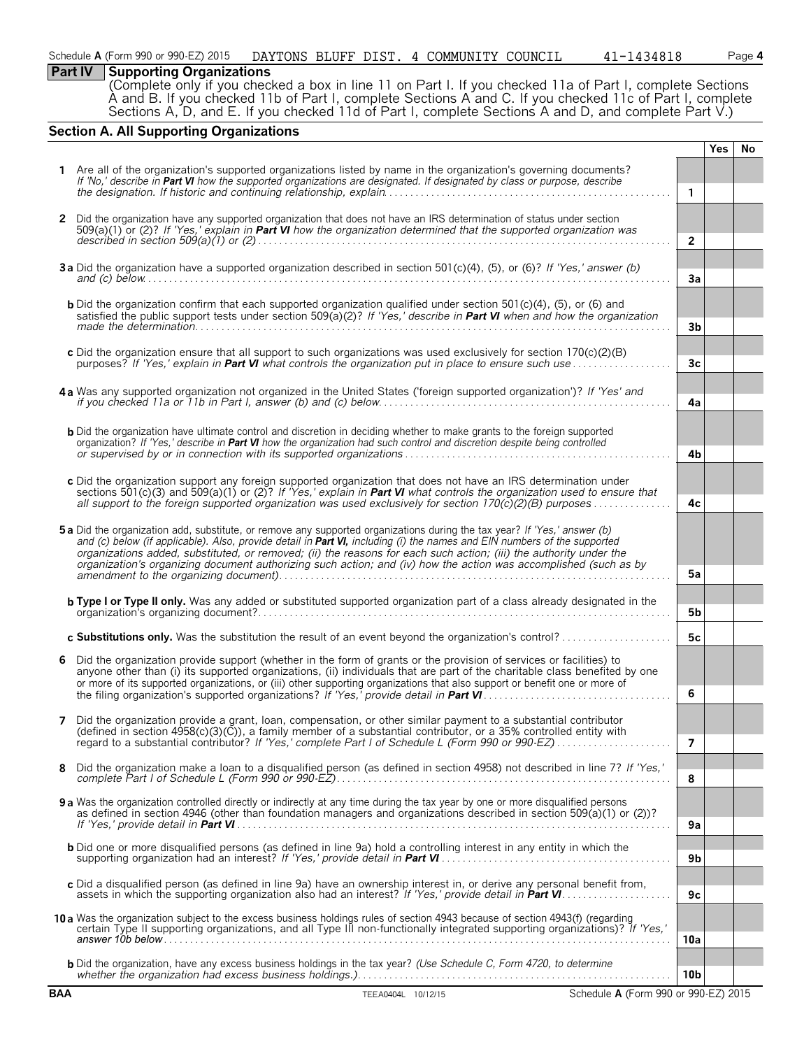Schedule **A** (Form 990 or 990-EZ) 2015 DAYTONS BLUFF DIST. 4 COMMUNITY COUNCIL 41-1434818

## Part IV Supporting Organizations

(Complete only if you checked a box in line 11 on Part I. If you checked 11a of Part I, complete Sections A and B. If you checked 11b of Part I, complete Sections A and C. If you checked 11c of Part I, complete Sections A, D, and E. If you checked 11d of Part I, complete Sections A and D, and complete Part V.)

### Section A. All Supporting Organizations

| | | Line | Yes | No |
|---|---|---|---|---|
| **1** | Are all of the organization's supported organizations listed by name in the organization's governing documents? *If 'No,' describe in* ***Part VI*** *how the supported organizations are designated. If designated by class or purpose, describe the designation. If historic and continuing relationship, explain.* | 1 | | |
| **2** | Did the organization have any supported organization that does not have an IRS determination of status under section 509(a)(1) or (2)? *If 'Yes,' explain in* ***Part VI*** *how the organization determined that the supported organization was described in section 509(a)(1) or (2)* | 2 | | |
| **3a** | Did the organization have a supported organization described in section 501(c)(4), (5), or (6)? *If 'Yes,' answer (b) and (c) below.* | 3a | | |
| **b** | Did the organization confirm that each supported organization qualified under section 501(c)(4), (5), or (6) and satisfied the public support tests under section 509(a)(2)? *If 'Yes,' describe in* ***Part VI*** *when and how the organization made the determination.* | 3b | | |
| **c** | Did the organization ensure that all support to such organizations was used exclusively for section 170(c)(2)(B) purposes? *If 'Yes,' explain in* ***Part VI*** *what controls the organization put in place to ensure such use* | 3c | | |
| **4a** | Was any supported organization not organized in the United States ('foreign supported organization')? *If 'Yes' and if you checked 11a or 11b in Part I, answer (b) and (c) below.* | 4a | | |
| **b** | Did the organization have ultimate control and discretion in deciding whether to make grants to the foreign supported organization? *If 'Yes,' describe in* ***Part VI*** *how the organization had such control and discretion despite being controlled or supervised by or in connection with its supported organizations* | 4b | | |
| **c** | Did the organization support any foreign supported organization that does not have an IRS determination under sections 501(c)(3) and 509(a)(1) or (2)? *If 'Yes,' explain in* ***Part VI*** *what controls the organization used to ensure that all support to the foreign supported organization was used exclusively for section 170(c)(2)(B) purposes* | 4c | | |
| **5a** | Did the organization add, substitute, or remove any supported organizations during the tax year? *If 'Yes,' answer (b) and (c) below (if applicable). Also, provide detail in* ***Part VI,*** *including (i) the names and EIN numbers of the supported organizations added, substituted, or removed; (ii) the reasons for each such action; (iii) the authority under the organization's organizing document authorizing such action; and (iv) how the action was accomplished (such as by amendment to the organizing document).* | 5a | | |
| **b** | **Type I or Type II only.** Was any added or substituted supported organization part of a class already designated in the organization's organizing document? | 5b | | |
| **c** | **Substitutions only.** Was the substitution the result of an event beyond the organization's control? | 5c | | |
| **6** | Did the organization provide support (whether in the form of grants or the provision of services or facilities) to anyone other than (i) its supported organizations, (ii) individuals that are part of the charitable class benefited by one or more of its supported organizations, or (iii) other supporting organizations that also support or benefit one or more of the filing organization's supported organizations? *If 'Yes,' provide detail in* ***Part VI*** | 6 | | |
| **7** | Did the organization provide a grant, loan, compensation, or other similar payment to a substantial contributor (defined in section 4958(c)(3)(C)), a family member of a substantial contributor, or a 35% controlled entity with regard to a substantial contributor? *If 'Yes,' complete Part I of Schedule L (Form 990 or 990-EZ)* | 7 | | |
| **8** | Did the organization make a loan to a disqualified person (as defined in section 4958) not described in line 7? *If 'Yes,' complete Part I of Schedule L (Form 990 or 990-EZ)* | 8 | | |
| **9a** | Was the organization controlled directly or indirectly at any time during the tax year by one or more disqualified persons as defined in section 4946 (other than foundation managers and organizations described in section 509(a)(1) or (2))? *If 'Yes,' provide detail in* ***Part VI*** | 9a | | |
| **b** | Did one or more disqualified persons (as defined in line 9a) hold a controlling interest in any entity in which the supporting organization had an interest? *If 'Yes,' provide detail in* ***Part VI*** | 9b | | |
| **c** | Did a disqualified person (as defined in line 9a) have an ownership interest in, or derive any personal benefit from, assets in which the supporting organization also had an interest? *If 'Yes,' provide detail in* ***Part VI*** | 9c | | |
| **10a** | Was the organization subject to the excess business holdings rules of section 4943 because of section 4943(f) (regarding certain Type II supporting organizations, and all Type III non-functionally integrated supporting organizations)? *If 'Yes,' answer 10b below* | 10a | | |
| **b** | Did the organization, have any excess business holdings in the tax year? *(Use Schedule C, Form 4720, to determine whether the organization had excess business holdings.)* | 10b | | |

**BAA** TEEA0404L 10/12/15 Schedule **A** (Form 990 or 990-EZ) 2015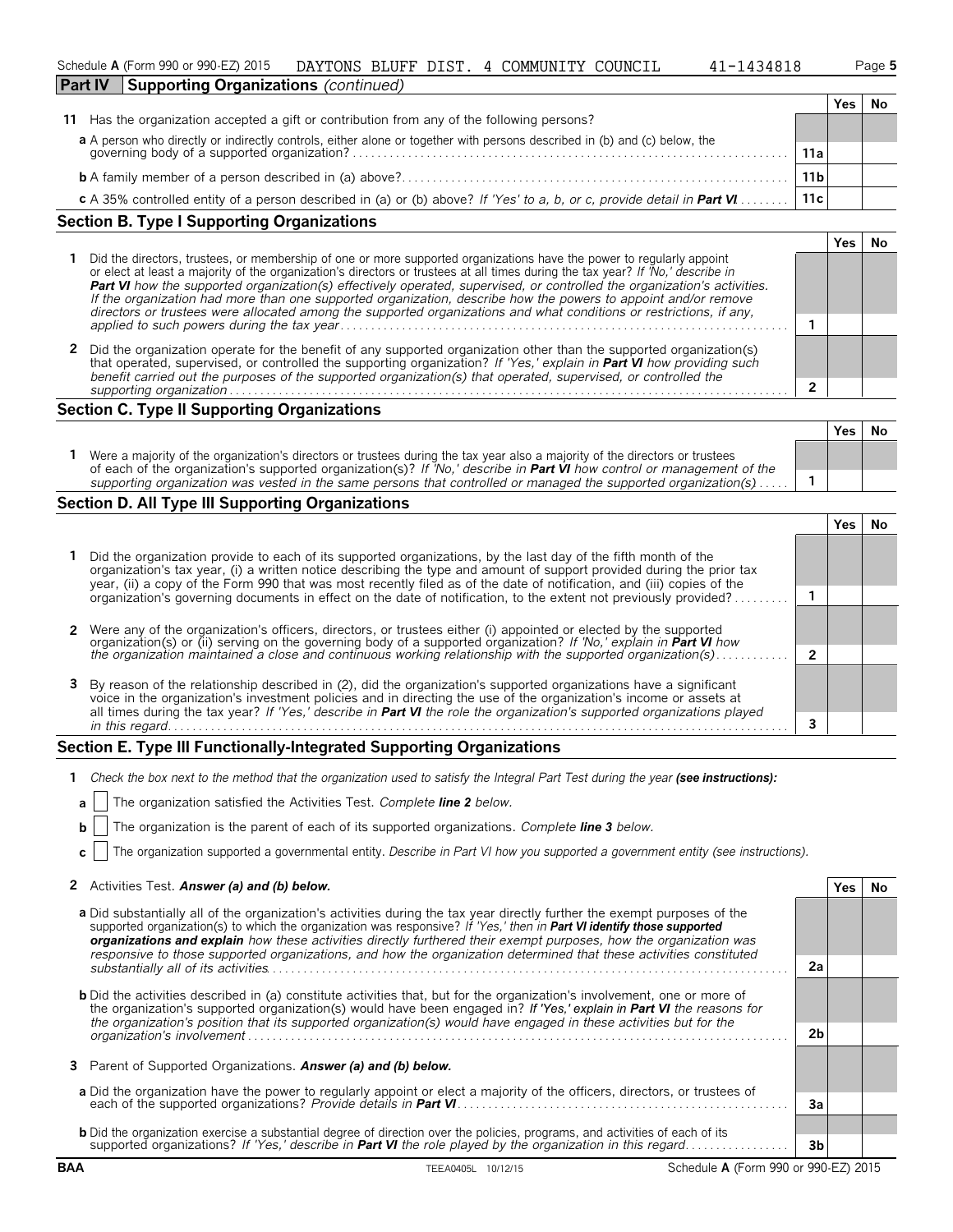Schedule **A** (Form 990 or 990-EZ) 2015 DAYTONS BLUFF DIST. 4 COMMUNITY COUNCIL 41-1434818 Page **5**

## Part IV Supporting Organizations *(continued)*

| | | | Yes | No |
|---|---|---|---|---|
| **11** | Has the organization accepted a gift or contribution from any of the following persons? | | | |
| | **a** A person who directly or indirectly controls, either alone or together with persons described in (b) and (c) below, the governing body of a supported organization? | 11a | | |
| | **b** A family member of a person described in (a) above? | 11b | | |
| | **c** A 35% controlled entity of a person described in (a) or (b) above? *If 'Yes' to a, b, or c, provide detail in* ***Part VI*** | 11c | | |

## Section B. Type I Supporting Organizations

| | | | Yes | No |
|---|---|---|---|---|
| **1** | Did the directors, trustees, or membership of one or more supported organizations have the power to regularly appoint or elect at least a majority of the organization's directors or trustees at all times during the tax year? *If 'No,' describe in* ***Part VI*** *how the supported organization(s) effectively operated, supervised, or controlled the organization's activities. If the organization had more than one supported organization, describe how the powers to appoint and/or remove directors or trustees were allocated among the supported organizations and what conditions or restrictions, if any, applied to such powers during the tax year* | 1 | | |
| **2** | Did the organization operate for the benefit of any supported organization other than the supported organization(s) that operated, supervised, or controlled the supporting organization? *If 'Yes,' explain in* ***Part VI*** *how providing such benefit carried out the purposes of the supported organization(s) that operated, supervised, or controlled the supporting organization* | 2 | | |

## Section C. Type II Supporting Organizations

| | | | Yes | No |
|---|---|---|---|---|
| **1** | Were a majority of the organization's directors or trustees during the tax year also a majority of the directors or trustees of each of the organization's supported organization(s)? *If 'No,' describe in* ***Part VI*** *how control or management of the supporting organization was vested in the same persons that controlled or managed the supported organization(s)* | 1 | | |

## Section D. All Type III Supporting Organizations

| | | | Yes | No |
|---|---|---|---|---|
| **1** | Did the organization provide to each of its supported organizations, by the last day of the fifth month of the organization's tax year, (i) a written notice describing the type and amount of support provided during the prior tax year, (ii) a copy of the Form 990 that was most recently filed as of the date of notification, and (iii) copies of the organization's governing documents in effect on the date of notification, to the extent not previously provided? | 1 | | |
| **2** | Were any of the organization's officers, directors, or trustees either (i) appointed or elected by the supported organization(s) or (ii) serving on the governing body of a supported organization? *If 'No,' explain in* ***Part VI*** *how the organization maintained a close and continuous working relationship with the supported organization(s)* | 2 | | |
| **3** | By reason of the relationship described in (2), did the organization's supported organizations have a significant voice in the organization's investment policies and in directing the use of the organization's income or assets at all times during the tax year? *If 'Yes,' describe in* ***Part VI*** *the role the organization's supported organizations played in this regard* | 3 | | |

## Section E. Type III Functionally-Integrated Supporting Organizations

**1** *Check the box next to the method that the organization used to satisfy the Integral Part Test during the year* ***(see instructions):***

- **a** ☐ The organization satisfied the Activities Test. *Complete* ***line 2*** *below.*
- **b** ☐ The organization is the parent of each of its supported organizations. *Complete* ***line 3*** *below.*
- **c** ☐ The organization supported a governmental entity. *Describe in Part VI how you supported a government entity (see instructions).*

| | | | Yes | No |
|---|---|---|---|---|
| **2** | Activities Test. ***Answer (a) and (b) below.*** | | | |
| | **a** Did substantially all of the organization's activities during the tax year directly further the exempt purposes of the supported organization(s) to which the organization was responsive? *If 'Yes,' then in* ***Part VI identify those supported organizations and explain*** *how these activities directly furthered their exempt purposes, how the organization was responsive to those supported organizations, and how the organization determined that these activities constituted substantially all of its activities* | 2a | | |
| | **b** Did the activities described in (a) constitute activities that, but for the organization's involvement, one or more of the organization's supported organization(s) would have been engaged in? ***If 'Yes,' explain in Part VI*** *the reasons for the organization's position that its supported organization(s) would have engaged in these activities but for the organization's involvement* | 2b | | |
| **3** | Parent of Supported Organizations. ***Answer (a) and (b) below.*** | | | |
| | **a** Did the organization have the power to regularly appoint or elect a majority of the officers, directors, or trustees of each of the supported organizations? *Provide details in* ***Part VI*** | 3a | | |
| | **b** Did the organization exercise a substantial degree of direction over the policies, programs, and activities of each of its supported organizations? *If 'Yes,' describe in* ***Part VI*** *the role played by the organization in this regard* | 3b | | |

**BAA** TEEA0405L 10/12/15 Schedule **A** (Form 990 or 990-EZ) 2015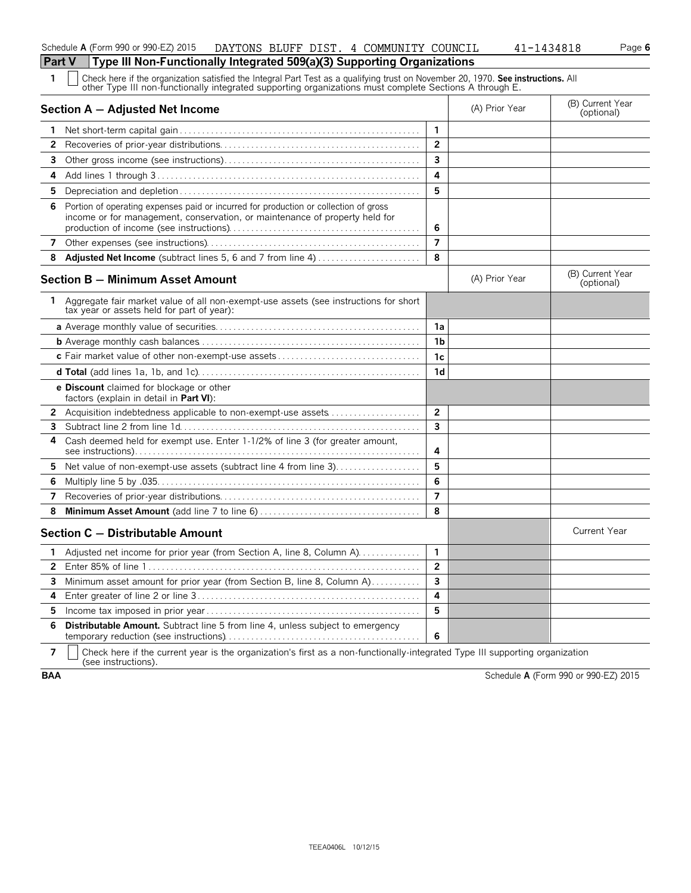Schedule **A** (Form 990 or 990-EZ) 2015 DAYTONS BLUFF DIST. 4 COMMUNITY COUNCIL 41-1434818 Page **6**

## Part V Type III Non-Functionally Integrated 509(a)(3) Supporting Organizations

**1** ☐ Check here if the organization satisfied the Integral Part Test as a qualifying trust on November 20, 1970. **See instructions.** All other Type III non-functionally integrated supporting organizations must complete Sections A through E.

| **Section A — Adjusted Net Income** | | (A) Prior Year | (B) Current Year (optional) |
|---|---|---|---|
| **1** Net short-term capital gain | 1 | | |
| **2** Recoveries of prior-year distributions | 2 | | |
| **3** Other gross income (see instructions) | 3 | | |
| **4** Add lines 1 through 3 | 4 | | |
| **5** Depreciation and depletion | 5 | | |
| **6** Portion of operating expenses paid or incurred for production or collection of gross income or for management, conservation, or maintenance of property held for production of income (see instructions) | 6 | | |
| **7** Other expenses (see instructions) | 7 | | |
| **8** **Adjusted Net Income** (subtract lines 5, 6 and 7 from line 4) | 8 | | |

| **Section B — Minimum Asset Amount** | | (A) Prior Year | (B) Current Year (optional) |
|---|---|---|---|
| **1** Aggregate fair market value of all non-exempt-use assets (see instructions for short tax year or assets held for part of year): | | | |
| **a** Average monthly value of securities | 1a | | |
| **b** Average monthly cash balances | 1b | | |
| **c** Fair market value of other non-exempt-use assets | 1c | | |
| **d Total** (add lines 1a, 1b, and 1c) | 1d | | |
| **e Discount** claimed for blockage or other factors (explain in detail in **Part VI**): | | | |
| **2** Acquisition indebtedness applicable to non-exempt-use assets | 2 | | |
| **3** Subtract line 2 from line 1d | 3 | | |
| **4** Cash deemed held for exempt use. Enter 1-1/2% of line 3 (for greater amount, see instructions) | 4 | | |
| **5** Net value of non-exempt-use assets (subtract line 4 from line 3) | 5 | | |
| **6** Multiply line 5 by .035 | 6 | | |
| **7** Recoveries of prior-year distributions | 7 | | |
| **8** **Minimum Asset Amount** (add line 7 to line 6) | 8 | | |

| **Section C — Distributable Amount** | | | Current Year |
|---|---|---|---|
| **1** Adjusted net income for prior year (from Section A, line 8, Column A) | 1 | | |
| **2** Enter 85% of line 1 | 2 | | |
| **3** Minimum asset amount for prior year (from Section B, line 8, Column A) | 3 | | |
| **4** Enter greater of line 2 or line 3 | 4 | | |
| **5** Income tax imposed in prior year | 5 | | |
| **6** **Distributable Amount.** Subtract line 5 from line 4, unless subject to emergency temporary reduction (see instructions) | 6 | | |

**7** ☐ Check here if the current year is the organization's first as a non-functionally-integrated Type III supporting organization (see instructions).

**BAA** Schedule **A** (Form 990 or 990-EZ) 2015

TEEA0406L 10/12/15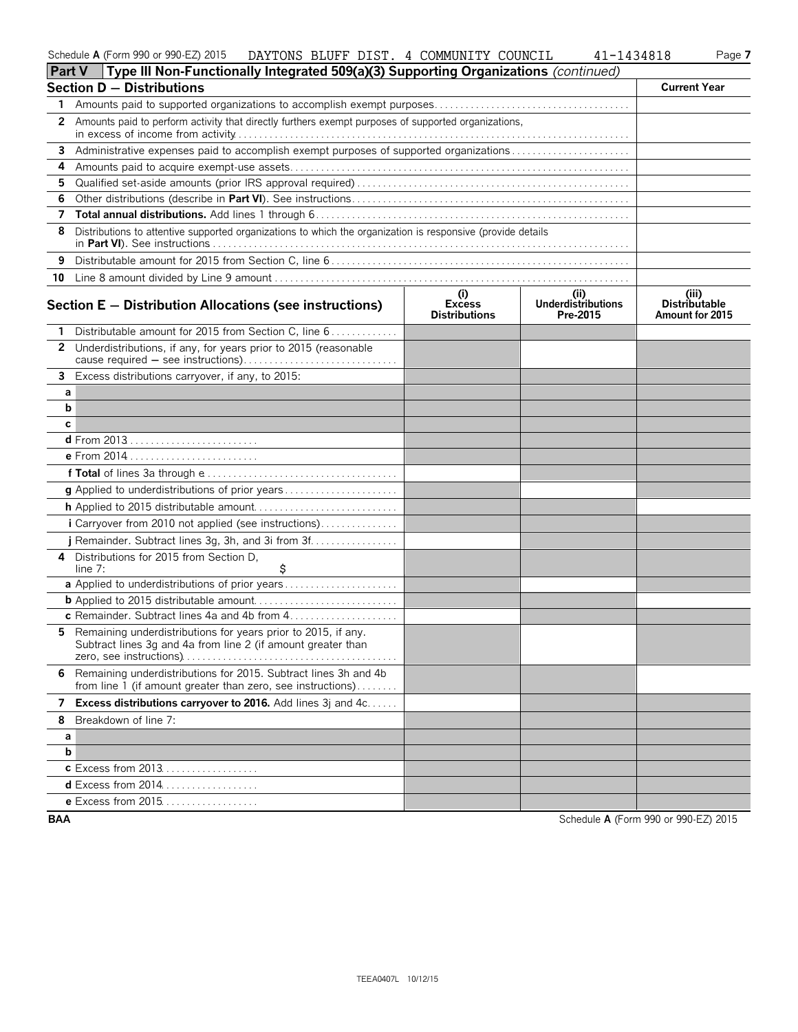Schedule A (Form 990 or 990-EZ) 2015 DAYTONS BLUFF DIST. 4 COMMUNITY COUNCIL 41-1434818

## Part V | Type III Non-Functionally Integrated 509(a)(3) Supporting Organizations *(continued)*

### Section D — Distributions

| | | Current Year |
|---|---|---|
| 1 | Amounts paid to supported organizations to accomplish exempt purposes | |
| 2 | Amounts paid to perform activity that directly furthers exempt purposes of supported organizations, in excess of income from activity | |
| 3 | Administrative expenses paid to accomplish exempt purposes of supported organizations | |
| 4 | Amounts paid to acquire exempt-use assets | |
| 5 | Qualified set-aside amounts (prior IRS approval required) | |
| 6 | Other distributions (describe in **Part VI**). See instructions | |
| 7 | **Total annual distributions.** Add lines 1 through 6 | |
| 8 | Distributions to attentive supported organizations to which the organization is responsive (provide details in **Part VI**). See instructions | |
| 9 | Distributable amount for 2015 from Section C, line 6 | |
| 10 | Line 8 amount divided by Line 9 amount | |

### Section E — Distribution Allocations (see instructions)

| | | (i) Excess Distributions | (ii) Underdistributions Pre-2015 | (iii) Distributable Amount for 2015 |
|---|---|---|---|---|
| 1 | Distributable amount for 2015 from Section C, line 6 | | | |
| 2 | Underdistributions, if any, for years prior to 2015 (reasonable cause required — see instructions) | | | |
| 3 | Excess distributions carryover, if any, to 2015: | | | |
| a | | | | |
| b | | | | |
| c | | | | |
| | **d** From 2013 | | | |
| | **e** From 2014 | | | |
| | **f Total** of lines 3a through e | | | |
| | **g** Applied to underdistributions of prior years | | | |
| | **h** Applied to 2015 distributable amount | | | |
| | **i** Carryover from 2010 not applied (see instructions) | | | |
| | **j** Remainder. Subtract lines 3g, 3h, and 3i from 3f | | | |
| 4 | Distributions for 2015 from Section D, line 7: $ | | | |
| | **a** Applied to underdistributions of prior years | | | |
| | **b** Applied to 2015 distributable amount | | | |
| | **c** Remainder. Subtract lines 4a and 4b from 4 | | | |
| 5 | Remaining underdistributions for years prior to 2015, if any. Subtract lines 3g and 4a from line 2 (if amount greater than zero, see instructions) | | | |
| 6 | Remaining underdistributions for 2015. Subtract lines 3h and 4b from line 1 (if amount greater than zero, see instructions) | | | |
| 7 | **Excess distributions carryover to 2016.** Add lines 3j and 4c | | | |
| 8 | Breakdown of line 7: | | | |
| a | | | | |
| b | | | | |
| | **c** Excess from 2013 | | | |
| | **d** Excess from 2014 | | | |
| | **e** Excess from 2015 | | | |

BAA Schedule A (Form 990 or 990-EZ) 2015

TEEA0407L 10/12/15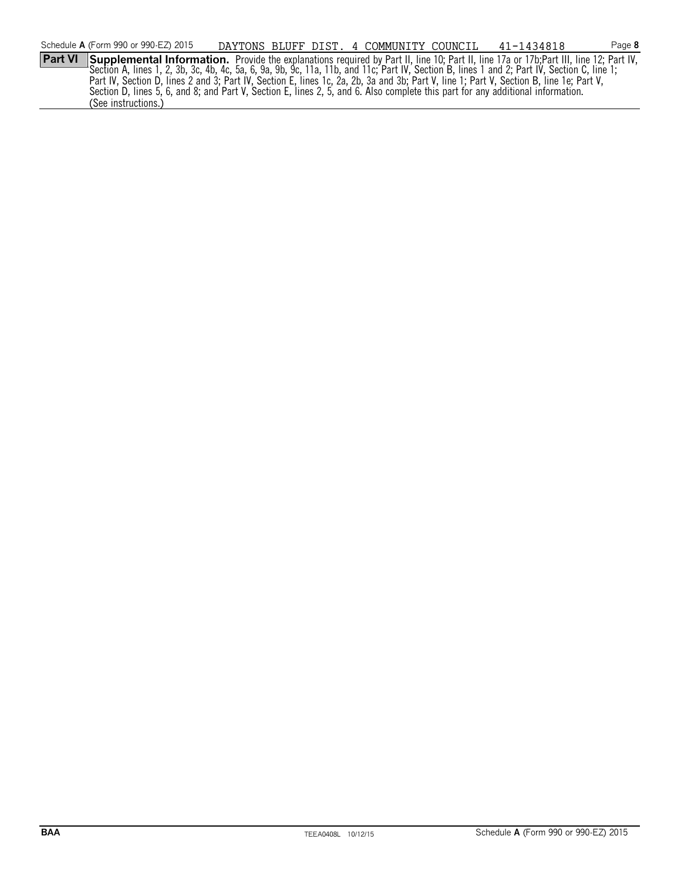**Part VI** **Supplemental Information.** Provide the explanations required by Part II, line 10; Part II, line 17a or 17b;Part III, line 12; Part IV, Section A, lines 1, 2, 3b, 3c, 4b, 4c, 5a, 6, 9a, 9b, 9c, 11a, 11b, and 11c; Part IV, Section B, lines 1 and 2; Part IV, Section C, line 1; Part IV, Section D, lines 2 and 3; Part IV, Section E, lines 1c, 2a, 2b, 3a and 3b; Part V, line 1; Part V, Section B, line 1e; Part V, Section D, lines 5, 6, and 8; and Part V, Section E, lines 2, 5, and 6. Also complete this part for any additional information. (See instructions.)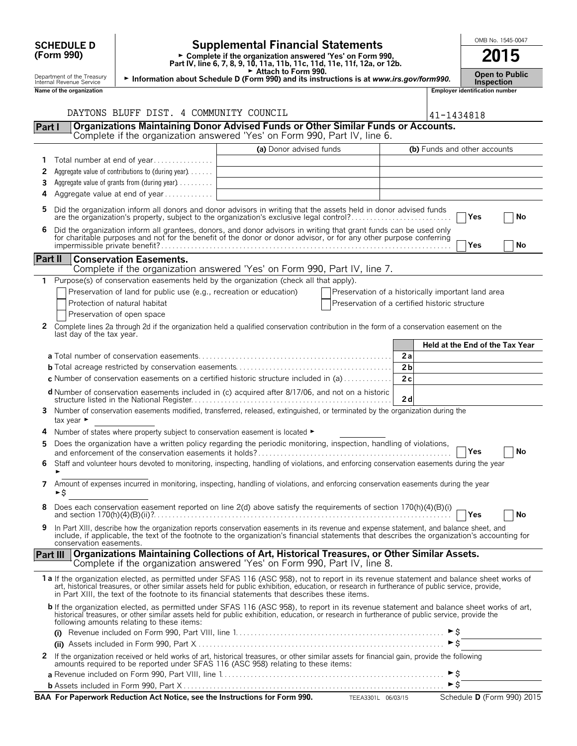**SCHEDULE D (Form 990)**

Department of the Treasury
Internal Revenue Service

# Supplemental Financial Statements

► Complete if the organization answered 'Yes' on Form 990, Part IV, line 6, 7, 8, 9, 10, 11a, 11b, 11c, 11d, 11e, 11f, 12a, or 12b.
► Attach to Form 990.
► Information about Schedule D (Form 990) and its instructions is at *www.irs.gov/form990.*

OMB No. 1545-0047

**2015**

**Open to Public Inspection**

Name of the organization: DAYTONS BLUFF DIST. 4 COMMUNITY COUNCIL

Employer identification number: 41-1434818

## Part I — Organizations Maintaining Donor Advised Funds or Other Similar Funds or Accounts.

Complete if the organization answered 'Yes' on Form 990, Part IV, line 6.

| | | (a) Donor advised funds | (b) Funds and other accounts |
|---|---|---|---|
| 1 | Total number at end of year | | |
| 2 | Aggregate value of contributions to (during year) | | |
| 3 | Aggregate value of grants from (during year) | | |
| 4 | Aggregate value at end of year | | |

5 Did the organization inform all donors and donor advisors in writing that the assets held in donor advised funds are the organization's property, subject to the organization's exclusive legal control? ☐ Yes ☐ No

6 Did the organization inform all grantees, donors, and donor advisors in writing that grant funds can be used only for charitable purposes and not for the benefit of the donor or donor advisor, or for any other purpose conferring impermissible private benefit? ☐ Yes ☐ No

## Part II — Conservation Easements.

Complete if the organization answered 'Yes' on Form 990, Part IV, line 7.

1 Purpose(s) of conservation easements held by the organization (check all that apply).

- ☐ Preservation of land for public use (e.g., recreation or education)
- ☐ Protection of natural habitat
- ☐ Preservation of open space
- ☐ Preservation of a historically important land area
- ☐ Preservation of a certified historic structure

2 Complete lines 2a through 2d if the organization held a qualified conservation contribution in the form of a conservation easement on the last day of the tax year.

| | | | Held at the End of the Tax Year |
|---|---|---|---|
| a | Total number of conservation easements | 2a | |
| b | Total acreage restricted by conservation easements | 2b | |
| c | Number of conservation easements on a certified historic structure included in (a) | 2c | |
| d | Number of conservation easements included in (c) acquired after 8/17/06, and not on a historic structure listed in the National Register | 2d | |

3 Number of conservation easements modified, transferred, released, extinguished, or terminated by the organization during the tax year ►

4 Number of states where property subject to conservation easement is located ►

5 Does the organization have a written policy regarding the periodic monitoring, inspection, handling of violations, and enforcement of the conservation easements it holds? ☐ Yes ☐ No

6 Staff and volunteer hours devoted to monitoring, inspecting, handling of violations, and enforcing conservation easements during the year ►

7 Amount of expenses incurred in monitoring, inspecting, handling of violations, and enforcing conservation easements during the year ►$

8 Does each conservation easement reported on line 2(d) above satisfy the requirements of section 170(h)(4)(B)(i) and section 170(h)(4)(B)(ii)? ☐ Yes ☐ No

9 In Part XIII, describe how the organization reports conservation easements in its revenue and expense statement, and balance sheet, and include, if applicable, the text of the footnote to the organization's financial statements that describes the organization's accounting for conservation easements.

## Part III — Organizations Maintaining Collections of Art, Historical Treasures, or Other Similar Assets.

Complete if the organization answered 'Yes' on Form 990, Part IV, line 8.

1a If the organization elected, as permitted under SFAS 116 (ASC 958), not to report in its revenue statement and balance sheet works of art, historical treasures, or other similar assets held for public exhibition, education, or research in furtherance of public service, provide, in Part XIII, the text of the footnote to its financial statements that describes these items.

b If the organization elected, as permitted under SFAS 116 (ASC 958), to report in its revenue statement and balance sheet works of art, historical treasures, or other similar assets held for public exhibition, education, or research in furtherance of public service, provide the following amounts relating to these items:

(i) Revenue included on Form 990, Part VIII, line 1 ►$

(ii) Assets included in Form 990, Part X ►$

2 If the organization received or held works of art, historical treasures, or other similar assets for financial gain, provide the following amounts required to be reported under SFAS 116 (ASC 958) relating to these items:

a Revenue included on Form 990, Part VIII, line 1 ►$

b Assets included in Form 990, Part X ►$

BAA For Paperwork Reduction Act Notice, see the Instructions for Form 990. TEEA3301L 06/03/15 Schedule D (Form 990) 2015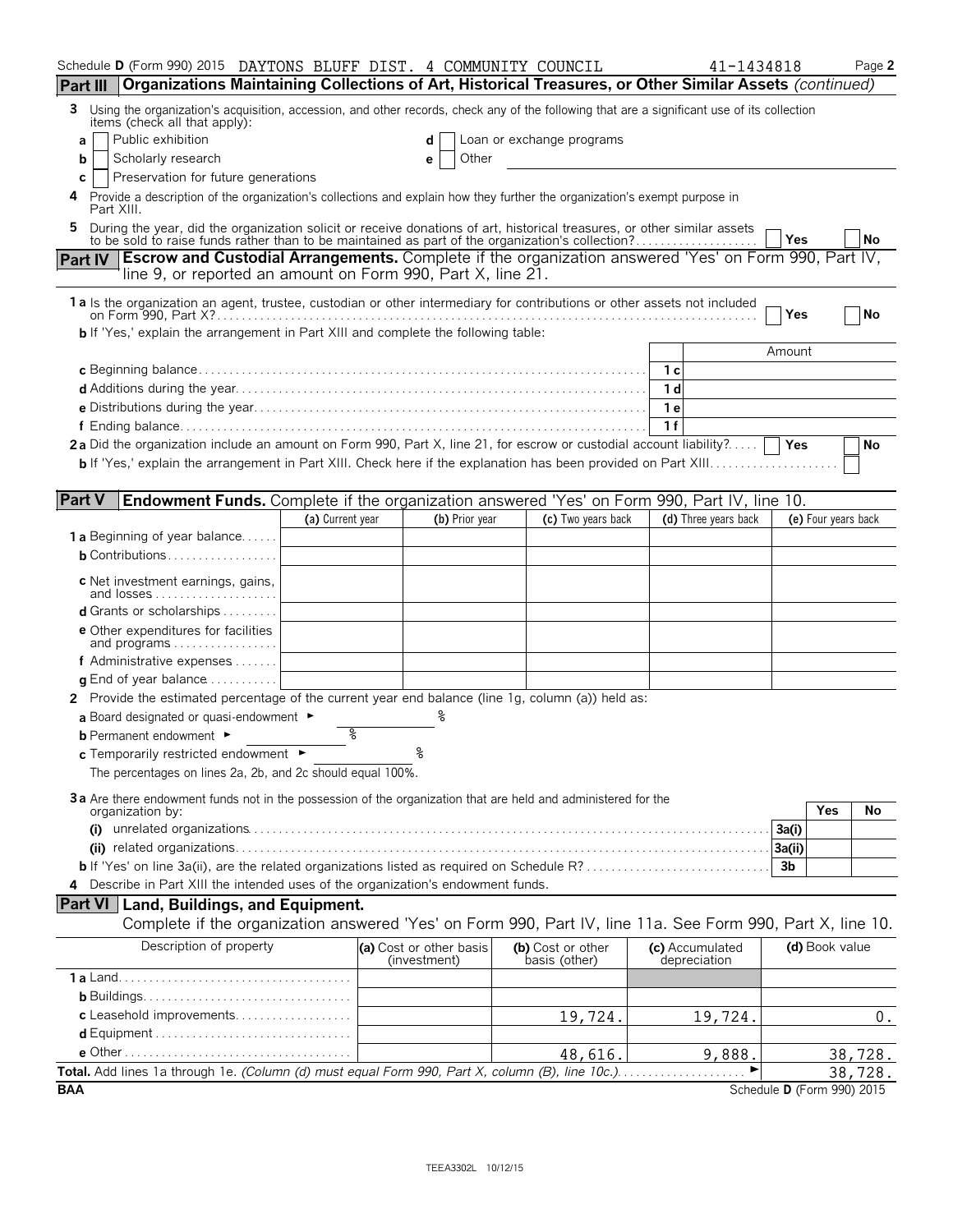Schedule D (Form 990) 2015 DAYTONS BLUFF DIST. 4 COMMUNITY COUNCIL 41-1434818

## Part III Organizations Maintaining Collections of Art, Historical Treasures, or Other Similar Assets *(continued)*

3 Using the organization's acquisition, accession, and other records, check any of the following that are a significant use of its collection items (check all that apply):

- a ☐ Public exhibition
- b ☐ Scholarly research
- c ☐ Preservation for future generations
- d ☐ Loan or exchange programs
- e ☐ Other

4 Provide a description of the organization's collections and explain how they further the organization's exempt purpose in Part XIII.

5 During the year, did the organization solicit or receive donations of art, historical treasures, or other similar assets to be sold to raise funds rather than to be maintained as part of the organization's collection? ☐ Yes ☐ No

## Part IV Escrow and Custodial Arrangements. Complete if the organization answered 'Yes' on Form 990, Part IV, line 9, or reported an amount on Form 990, Part X, line 21.

1a Is the organization an agent, trustee, custodian or other intermediary for contributions or other assets not included on Form 990, Part X? ☐ Yes ☐ No

b If 'Yes,' explain the arrangement in Part XIII and complete the following table:

| | | Amount |
|---|---|---|
| c Beginning balance | 1c | |
| d Additions during the year | 1d | |
| e Distributions during the year | 1e | |
| f Ending balance | 1f | |

2a Did the organization include an amount on Form 990, Part X, line 21, for escrow or custodial account liability? ☐ Yes ☐ No

b If 'Yes,' explain the arrangement in Part XIII. Check here if the explanation has been provided on Part XIII ☐

## Part V Endowment Funds. Complete if the organization answered 'Yes' on Form 990, Part IV, line 10.

| | (a) Current year | (b) Prior year | (c) Two years back | (d) Three years back | (e) Four years back |
|---|---|---|---|---|---|
| 1a Beginning of year balance | | | | | |
| b Contributions | | | | | |
| c Net investment earnings, gains, and losses | | | | | |
| d Grants or scholarships | | | | | |
| e Other expenditures for facilities and programs | | | | | |
| f Administrative expenses | | | | | |
| g End of year balance | | | | | |

2 Provide the estimated percentage of the current year end balance (line 1g, column (a)) held as:

- a Board designated or quasi-endowment ► %
- b Permanent endowment ► %
- c Temporarily restricted endowment ► %

The percentages on lines 2a, 2b, and 2c should equal 100%.

3a Are there endowment funds not in the possession of the organization that are held and administered for the organization by:

| | | Yes | No |
|---|---|---|---|
| (i) unrelated organizations | 3a(i) | | |
| (ii) related organizations | 3a(ii) | | |
| b If 'Yes' on line 3a(ii), are the related organizations listed as required on Schedule R? | 3b | | |

4 Describe in Part XIII the intended uses of the organization's endowment funds.

## Part VI Land, Buildings, and Equipment.

Complete if the organization answered 'Yes' on Form 990, Part IV, line 11a. See Form 990, Part X, line 10.

| Description of property | (a) Cost or other basis (investment) | (b) Cost or other basis (other) | (c) Accumulated depreciation | (d) Book value |
|---|---|---|---|---|
| 1a Land | | | | |
| b Buildings | | | | |
| c Leasehold improvements | | 19,724. | 19,724. | 0. |
| d Equipment | | | | |
| e Other | | 48,616. | 9,888. | 38,728. |
| **Total.** Add lines 1a through 1e. *(Column (d) must equal Form 990, Part X, column (B), line 10c.)* | | | | 38,728. |

BAA Schedule D (Form 990) 2015

TEEA3302L 10/12/15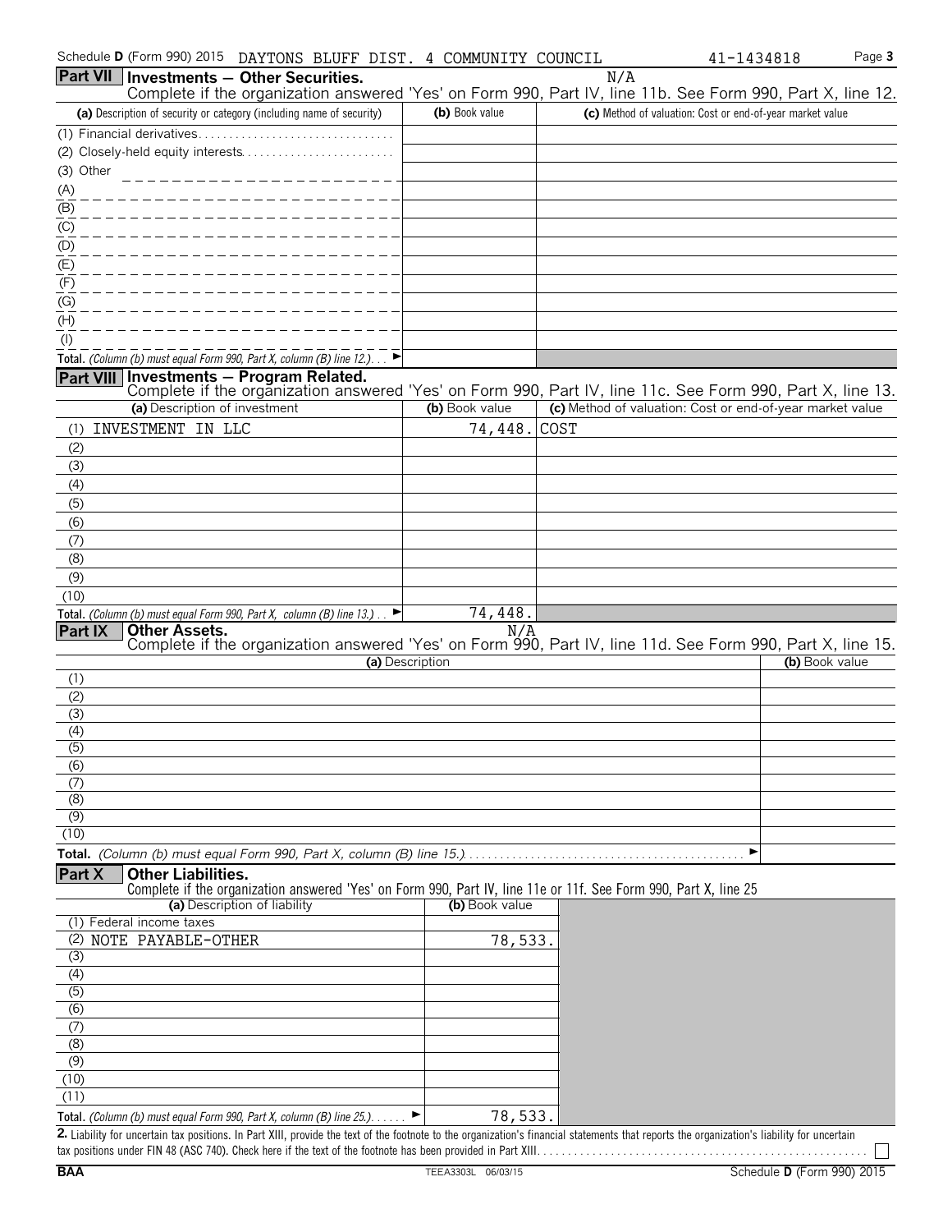Schedule D (Form 990) 2015 DAYTONS BLUFF DIST. 4 COMMUNITY COUNCIL 41-1434818

## Part VII Investments — Other Securities.

N/A

Complete if the organization answered 'Yes' on Form 990, Part IV, line 11b. See Form 990, Part X, line 12.

| (a) Description of security or category (including name of security) | (b) Book value | (c) Method of valuation: Cost or end-of-year market value |
|---|---|---|
| (1) Financial derivatives | | |
| (2) Closely-held equity interests | | |
| (3) Other | | |
| (A) | | |
| (B) | | |
| (C) | | |
| (D) | | |
| (E) | | |
| (F) | | |
| (G) | | |
| (H) | | |
| (I) | | |
| **Total.** *(Column (b) must equal Form 990, Part X, column (B) line 12.)* ► | | |

## Part VIII Investments — Program Related.

Complete if the organization answered 'Yes' on Form 990, Part IV, line 11c. See Form 990, Part X, line 13.

| (a) Description of investment | (b) Book value | (c) Method of valuation: Cost or end-of-year market value |
|---|---|---|
| (1) INVESTMENT IN LLC | 74,448. | COST |
| (2) | | |
| (3) | | |
| (4) | | |
| (5) | | |
| (6) | | |
| (7) | | |
| (8) | | |
| (9) | | |
| (10) | | |
| **Total.** *(Column (b) must equal Form 990, Part X, column (B) line 13.)* ► | 74,448. | |

## Part IX Other Assets.

N/A

Complete if the organization answered 'Yes' on Form 990, Part IV, line 11d. See Form 990, Part X, line 15.

| (a) Description | (b) Book value |
|---|---|
| (1) | |
| (2) | |
| (3) | |
| (4) | |
| (5) | |
| (6) | |
| (7) | |
| (8) | |
| (9) | |
| (10) | |
| **Total.** *(Column (b) must equal Form 990, Part X, column (B) line 15.)* ► | |

## Part X Other Liabilities.

Complete if the organization answered 'Yes' on Form 990, Part IV, line 11e or 11f. See Form 990, Part X, line 25

| (a) Description of liability | (b) Book value |
|---|---|
| (1) Federal income taxes | |
| (2) NOTE PAYABLE-OTHER | 78,533. |
| (3) | |
| (4) | |
| (5) | |
| (6) | |
| (7) | |
| (8) | |
| (9) | |
| (10) | |
| (11) | |
| **Total.** *(Column (b) must equal Form 990, Part X, column (B) line 25.)* ► | 78,533. |

**2.** Liability for uncertain tax positions. In Part XIII, provide the text of the footnote to the organization's financial statements that reports the organization's liability for uncertain tax positions under FIN 48 (ASC 740). Check here if the text of the footnote has been provided in Part XIII ☐

BAA TEEA3303L 06/03/15 Schedule D (Form 990) 2015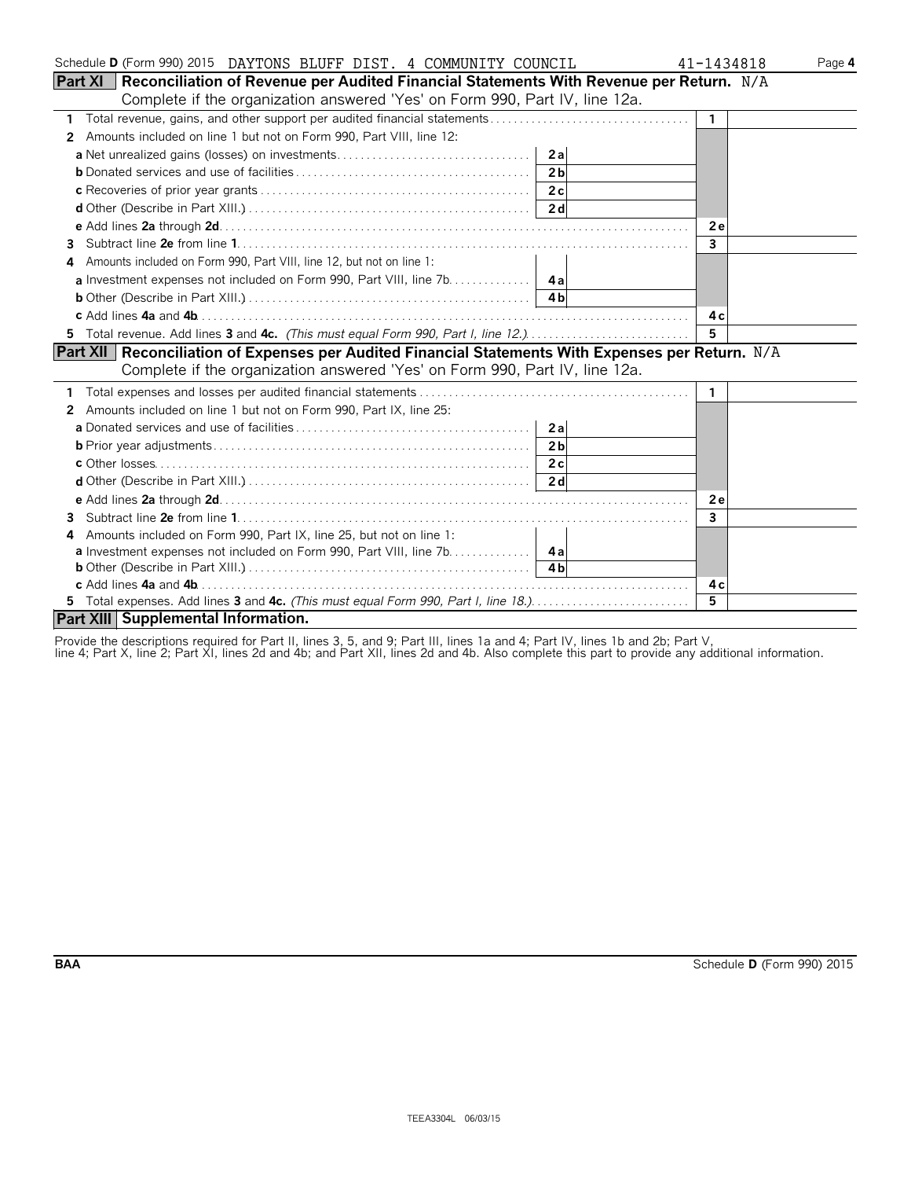Schedule **D** (Form 990) 2015 DAYTONS BLUFF DIST. 4 COMMUNITY COUNCIL 41-1434818

## Part XI Reconciliation of Revenue per Audited Financial Statements With Revenue per Return. N/A

Complete if the organization answered 'Yes' on Form 990, Part IV, line 12a.

| | | | | |
|---|---|---|---|---|
| **1** Total revenue, gains, and other support per audited financial statements | | | 1 | |
| **2** Amounts included on line 1 but not on Form 990, Part VIII, line 12: | | | | |
| **a** Net unrealized gains (losses) on investments | 2a | | | |
| **b** Donated services and use of facilities | 2b | | | |
| **c** Recoveries of prior year grants | 2c | | | |
| **d** Other (Describe in Part XIII.) | 2d | | | |
| **e** Add lines **2a** through **2d** | | | 2e | |
| **3** Subtract line **2e** from line **1** | | | 3 | |
| **4** Amounts included on Form 990, Part VIII, line 12, but not on line 1: | | | | |
| **a** Investment expenses not included on Form 990, Part VIII, line 7b | 4a | | | |
| **b** Other (Describe in Part XIII.) | 4b | | | |
| **c** Add lines **4a** and **4b** | | | 4c | |
| **5** Total revenue. Add lines **3** and **4c.** *(This must equal Form 990, Part I, line 12.)* | | | 5 | |

## Part XII Reconciliation of Expenses per Audited Financial Statements With Expenses per Return. N/A

Complete if the organization answered 'Yes' on Form 990, Part IV, line 12a.

| | | | | |
|---|---|---|---|---|
| **1** Total expenses and losses per audited financial statements | | | 1 | |
| **2** Amounts included on line 1 but not on Form 990, Part IX, line 25: | | | | |
| **a** Donated services and use of facilities | 2a | | | |
| **b** Prior year adjustments | 2b | | | |
| **c** Other losses | 2c | | | |
| **d** Other (Describe in Part XIII.) | 2d | | | |
| **e** Add lines **2a** through **2d** | | | 2e | |
| **3** Subtract line **2e** from line **1** | | | 3 | |
| **4** Amounts included on Form 990, Part IX, line 25, but not on line 1: | | | | |
| **a** Investment expenses not included on Form 990, Part VIII, line 7b | 4a | | | |
| **b** Other (Describe in Part XIII.) | 4b | | | |
| **c** Add lines **4a** and **4b** | | | 4c | |
| **5** Total expenses. Add lines **3** and **4c.** *(This must equal Form 990, Part I, line 18.)* | | | 5 | |

## Part XIII Supplemental Information.

Provide the descriptions required for Part II, lines 3, 5, and 9; Part III, lines 1a and 4; Part IV, lines 1b and 2b; Part V, line 4; Part X, line 2; Part XI, lines 2d and 4b; and Part XII, lines 2d and 4b. Also complete this part to provide any additional information.

BAA Schedule **D** (Form 990) 2015

TEEA3304L 06/03/15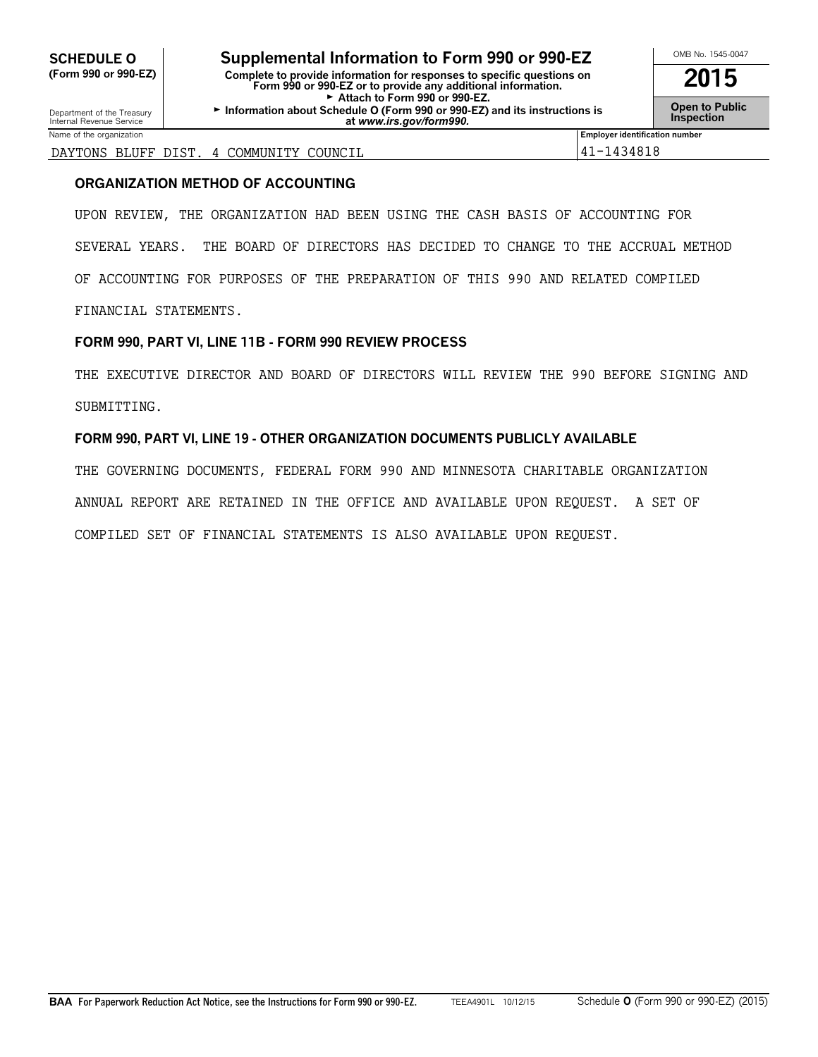**SCHEDULE O**
**(Form 990 or 990-EZ)**

Department of the Treasury
Internal Revenue Service

# Supplemental Information to Form 990 or 990-EZ

**Complete to provide information for responses to specific questions on Form 990 or 990-EZ or to provide any additional information.**
► **Attach to Form 990 or 990-EZ.**
► **Information about Schedule O (Form 990 or 990-EZ) and its instructions is at** ***www.irs.gov/form990.***

OMB No. 1545-0047

**2015**

**Open to Public Inspection**

| Name of the organization | Employer identification number |
|---|---|
| DAYTONS BLUFF DIST. 4 COMMUNITY COUNCIL | 41-1434818 |

**ORGANIZATION METHOD OF ACCOUNTING**

UPON REVIEW, THE ORGANIZATION HAD BEEN USING THE CASH BASIS OF ACCOUNTING FOR SEVERAL YEARS. THE BOARD OF DIRECTORS HAS DECIDED TO CHANGE TO THE ACCRUAL METHOD OF ACCOUNTING FOR PURPOSES OF THE PREPARATION OF THIS 990 AND RELATED COMPILED FINANCIAL STATEMENTS.

**FORM 990, PART VI, LINE 11B - FORM 990 REVIEW PROCESS**

THE EXECUTIVE DIRECTOR AND BOARD OF DIRECTORS WILL REVIEW THE 990 BEFORE SIGNING AND SUBMITTING.

**FORM 990, PART VI, LINE 19 - OTHER ORGANIZATION DOCUMENTS PUBLICLY AVAILABLE**

THE GOVERNING DOCUMENTS, FEDERAL FORM 990 AND MINNESOTA CHARITABLE ORGANIZATION ANNUAL REPORT ARE RETAINED IN THE OFFICE AND AVAILABLE UPON REQUEST. A SET OF COMPILED SET OF FINANCIAL STATEMENTS IS ALSO AVAILABLE UPON REQUEST.

**BAA For Paperwork Reduction Act Notice, see the Instructions for Form 990 or 990-EZ.** TEEA4901L 10/12/15 Schedule **O** (Form 990 or 990-EZ) (2015)